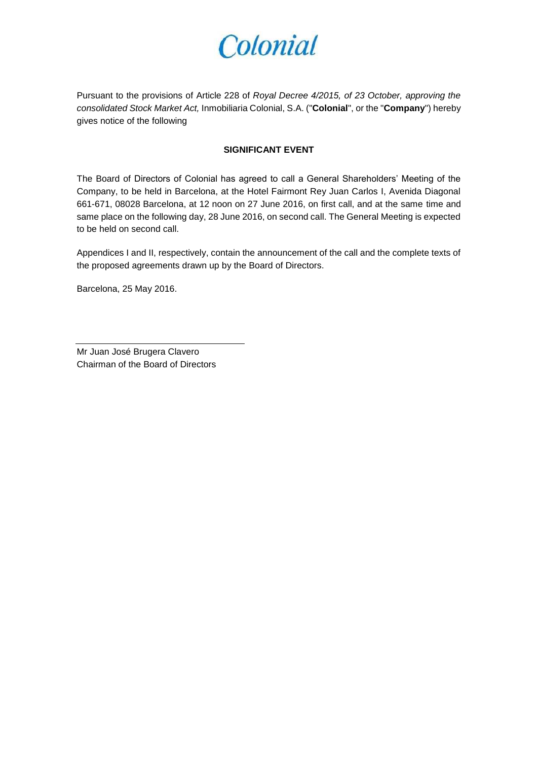Colonial

Pursuant to the provisions of Article 228 of *Royal Decree 4/2015, of 23 October, approving the consolidated Stock Market Act,* Inmobiliaria Colonial, S.A. ("**Colonial**", or the "**Company**") hereby gives notice of the following

**SIGNIFICANT EVENT**

The Board of Directors of Colonial has agreed to call a General Shareholders' Meeting of the Company, to be held in Barcelona, at the Hotel Fairmont Rey Juan Carlos I, Avenida Diagonal 661-671, 08028 Barcelona, at 12 noon on 27 June 2016, on first call, and at the same time and same place on the following day, 28 June 2016, on second call. The General Meeting is expected to be held on second call.

Appendices I and II, respectively, contain the announcement of the call and the complete texts of the proposed agreements drawn up by the Board of Directors.

Barcelona, 25 May 2016.

Mr Juan José Brugera Clavero
Chairman of the Board of Directors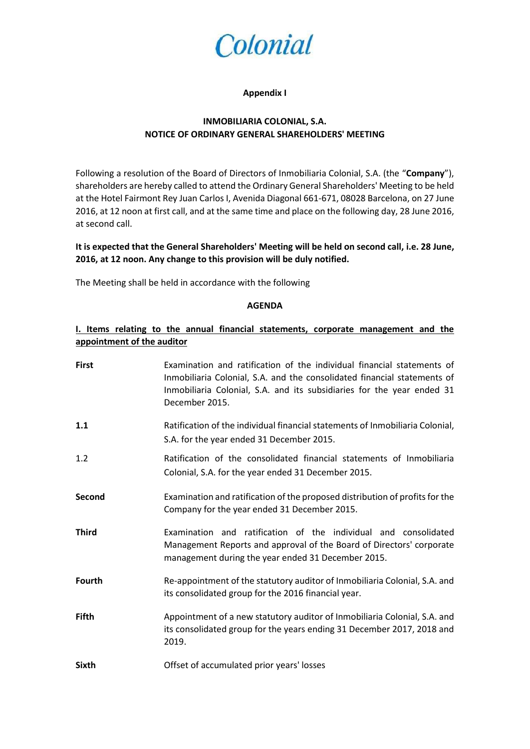**Appendix I**

**INMOBILIARIA COLONIAL, S.A.**
**NOTICE OF ORDINARY GENERAL SHAREHOLDERS' MEETING**

Following a resolution of the Board of Directors of Inmobiliaria Colonial, S.A. (the "**Company**"), shareholders are hereby called to attend the Ordinary General Shareholders' Meeting to be held at the Hotel Fairmont Rey Juan Carlos I, Avenida Diagonal 661-671, 08028 Barcelona, on 27 June 2016, at 12 noon at first call, and at the same time and place on the following day, 28 June 2016, at second call.

**It is expected that the General Shareholders' Meeting will be held on second call, i.e. 28 June, 2016, at 12 noon. Any change to this provision will be duly notified.**

The Meeting shall be held in accordance with the following

**AGENDA**

**I. Items relating to the annual financial statements, corporate management and the appointment of the auditor**

**First** — Examination and ratification of the individual financial statements of Inmobiliaria Colonial, S.A. and the consolidated financial statements of Inmobiliaria Colonial, S.A. and its subsidiaries for the year ended 31 December 2015.

**1.1** — Ratification of the individual financial statements of Inmobiliaria Colonial, S.A. for the year ended 31 December 2015.

1.2 — Ratification of the consolidated financial statements of Inmobiliaria Colonial, S.A. for the year ended 31 December 2015.

**Second** — Examination and ratification of the proposed distribution of profits for the Company for the year ended 31 December 2015.

**Third** — Examination and ratification of the individual and consolidated Management Reports and approval of the Board of Directors' corporate management during the year ended 31 December 2015.

**Fourth** — Re-appointment of the statutory auditor of Inmobiliaria Colonial, S.A. and its consolidated group for the 2016 financial year.

**Fifth** — Appointment of a new statutory auditor of Inmobiliaria Colonial, S.A. and its consolidated group for the years ending 31 December 2017, 2018 and 2019.

**Sixth** — Offset of accumulated prior years' losses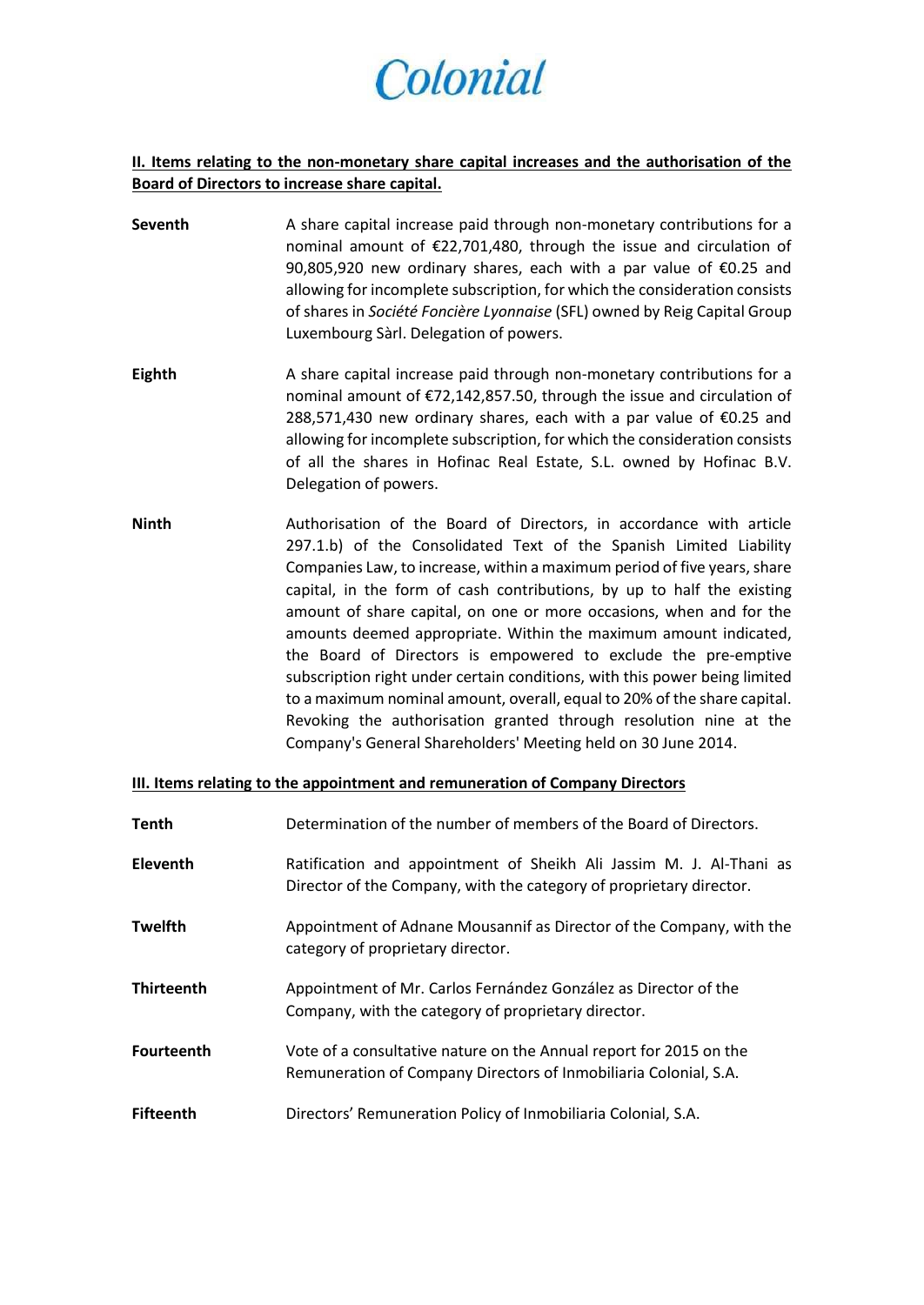## II. Items relating to the non-monetary share capital increases and the authorisation of the Board of Directors to increase share capital.

**Seventh** A share capital increase paid through non-monetary contributions for a nominal amount of €22,701,480, through the issue and circulation of 90,805,920 new ordinary shares, each with a par value of €0.25 and allowing for incomplete subscription, for which the consideration consists of shares in *Société Foncière Lyonnaise* (SFL) owned by Reig Capital Group Luxembourg Sàrl. Delegation of powers.

**Eighth** A share capital increase paid through non-monetary contributions for a nominal amount of €72,142,857.50, through the issue and circulation of 288,571,430 new ordinary shares, each with a par value of €0.25 and allowing for incomplete subscription, for which the consideration consists of all the shares in Hofinac Real Estate, S.L. owned by Hofinac B.V. Delegation of powers.

**Ninth** Authorisation of the Board of Directors, in accordance with article 297.1.b) of the Consolidated Text of the Spanish Limited Liability Companies Law, to increase, within a maximum period of five years, share capital, in the form of cash contributions, by up to half the existing amount of share capital, on one or more occasions, when and for the amounts deemed appropriate. Within the maximum amount indicated, the Board of Directors is empowered to exclude the pre-emptive subscription right under certain conditions, with this power being limited to a maximum nominal amount, overall, equal to 20% of the share capital. Revoking the authorisation granted through resolution nine at the Company's General Shareholders' Meeting held on 30 June 2014.

## III. Items relating to the appointment and remuneration of Company Directors

**Tenth** Determination of the number of members of the Board of Directors.

**Eleventh** Ratification and appointment of Sheikh Ali Jassim M. J. Al-Thani as Director of the Company, with the category of proprietary director.

**Twelfth** Appointment of Adnane Mousannif as Director of the Company, with the category of proprietary director.

**Thirteenth** Appointment of Mr. Carlos Fernández González as Director of the Company, with the category of proprietary director.

**Fourteenth** Vote of a consultative nature on the Annual report for 2015 on the Remuneration of Company Directors of Inmobiliaria Colonial, S.A.

**Fifteenth** Directors' Remuneration Policy of Inmobiliaria Colonial, S.A.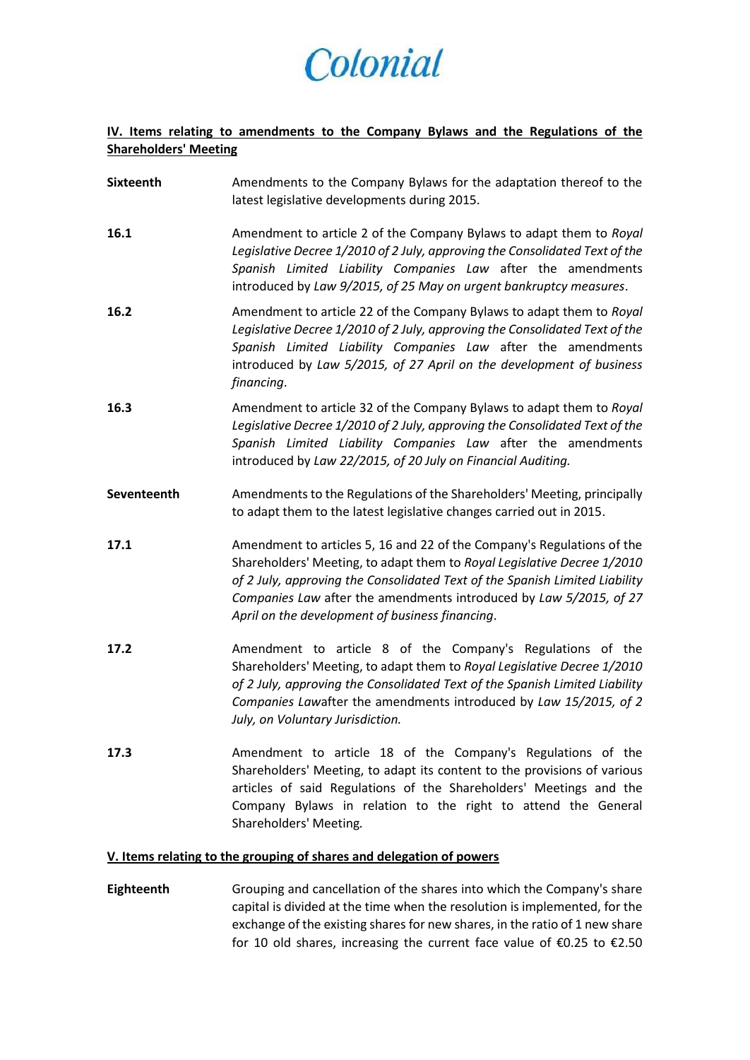# Colonial

**IV. Items relating to amendments to the Company Bylaws and the Regulations of the Shareholders' Meeting**

**Sixteenth** Amendments to the Company Bylaws for the adaptation thereof to the latest legislative developments during 2015.

**16.1** Amendment to article 2 of the Company Bylaws to adapt them to *Royal Legislative Decree 1/2010 of 2 July, approving the Consolidated Text of the Spanish Limited Liability Companies Law* after the amendments introduced by *Law 9/2015, of 25 May on urgent bankruptcy measures*.

**16.2** Amendment to article 22 of the Company Bylaws to adapt them to *Royal Legislative Decree 1/2010 of 2 July, approving the Consolidated Text of the Spanish Limited Liability Companies Law* after the amendments introduced by *Law 5/2015, of 27 April on the development of business financing*.

**16.3** Amendment to article 32 of the Company Bylaws to adapt them to *Royal Legislative Decree 1/2010 of 2 July, approving the Consolidated Text of the Spanish Limited Liability Companies Law* after the amendments introduced by *Law 22/2015, of 20 July on Financial Auditing.*

**Seventeenth** Amendments to the Regulations of the Shareholders' Meeting, principally to adapt them to the latest legislative changes carried out in 2015.

**17.1** Amendment to articles 5, 16 and 22 of the Company's Regulations of the Shareholders' Meeting, to adapt them to *Royal Legislative Decree 1/2010 of 2 July, approving the Consolidated Text of the Spanish Limited Liability Companies Law* after the amendments introduced by *Law 5/2015, of 27 April on the development of business financing*.

**17.2** Amendment to article 8 of the Company's Regulations of the Shareholders' Meeting, to adapt them to *Royal Legislative Decree 1/2010 of 2 July, approving the Consolidated Text of the Spanish Limited Liability Companies Law*after the amendments introduced by *Law 15/2015, of 2 July, on Voluntary Jurisdiction.*

**17.3** Amendment to article 18 of the Company's Regulations of the Shareholders' Meeting, to adapt its content to the provisions of various articles of said Regulations of the Shareholders' Meetings and the Company Bylaws in relation to the right to attend the General Shareholders' Meeting.

**V. Items relating to the grouping of shares and delegation of powers**

**Eighteenth** Grouping and cancellation of the shares into which the Company's share capital is divided at the time when the resolution is implemented, for the exchange of the existing shares for new shares, in the ratio of 1 new share for 10 old shares, increasing the current face value of €0.25 to €2.50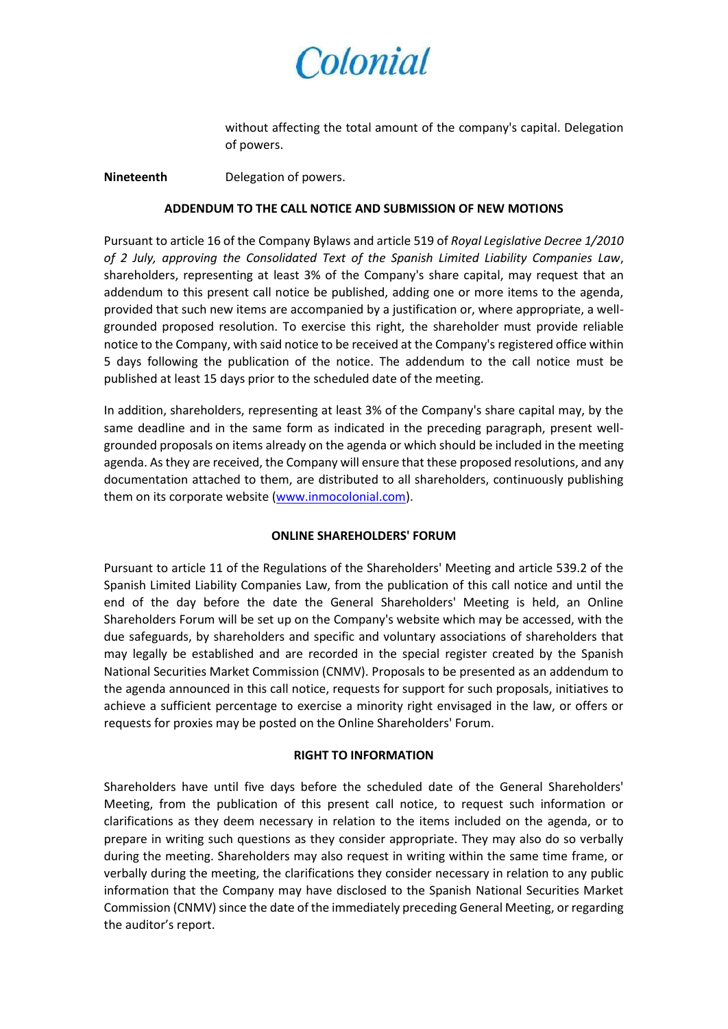without affecting the total amount of the company's capital. Delegation of powers.

**Nineteenth** Delegation of powers.

## ADDENDUM TO THE CALL NOTICE AND SUBMISSION OF NEW MOTIONS

Pursuant to article 16 of the Company Bylaws and article 519 of *Royal Legislative Decree 1/2010 of 2 July, approving the Consolidated Text of the Spanish Limited Liability Companies Law*, shareholders, representing at least 3% of the Company's share capital, may request that an addendum to this present call notice be published, adding one or more items to the agenda, provided that such new items are accompanied by a justification or, where appropriate, a well-grounded proposed resolution. To exercise this right, the shareholder must provide reliable notice to the Company, with said notice to be received at the Company's registered office within 5 days following the publication of the notice. The addendum to the call notice must be published at least 15 days prior to the scheduled date of the meeting.

In addition, shareholders, representing at least 3% of the Company's share capital may, by the same deadline and in the same form as indicated in the preceding paragraph, present well-grounded proposals on items already on the agenda or which should be included in the meeting agenda. As they are received, the Company will ensure that these proposed resolutions, and any documentation attached to them, are distributed to all shareholders, continuously publishing them on its corporate website (www.inmocolonial.com).

## ONLINE SHAREHOLDERS' FORUM

Pursuant to article 11 of the Regulations of the Shareholders' Meeting and article 539.2 of the Spanish Limited Liability Companies Law, from the publication of this call notice and until the end of the day before the date the General Shareholders' Meeting is held, an Online Shareholders Forum will be set up on the Company's website which may be accessed, with the due safeguards, by shareholders and specific and voluntary associations of shareholders that may legally be established and are recorded in the special register created by the Spanish National Securities Market Commission (CNMV). Proposals to be presented as an addendum to the agenda announced in this call notice, requests for support for such proposals, initiatives to achieve a sufficient percentage to exercise a minority right envisaged in the law, or offers or requests for proxies may be posted on the Online Shareholders' Forum.

## RIGHT TO INFORMATION

Shareholders have until five days before the scheduled date of the General Shareholders' Meeting, from the publication of this present call notice, to request such information or clarifications as they deem necessary in relation to the items included on the agenda, or to prepare in writing such questions as they consider appropriate. They may also do so verbally during the meeting. Shareholders may also request in writing within the same time frame, or verbally during the meeting, the clarifications they consider necessary in relation to any public information that the Company may have disclosed to the Spanish National Securities Market Commission (CNMV) since the date of the immediately preceding General Meeting, or regarding the auditor's report.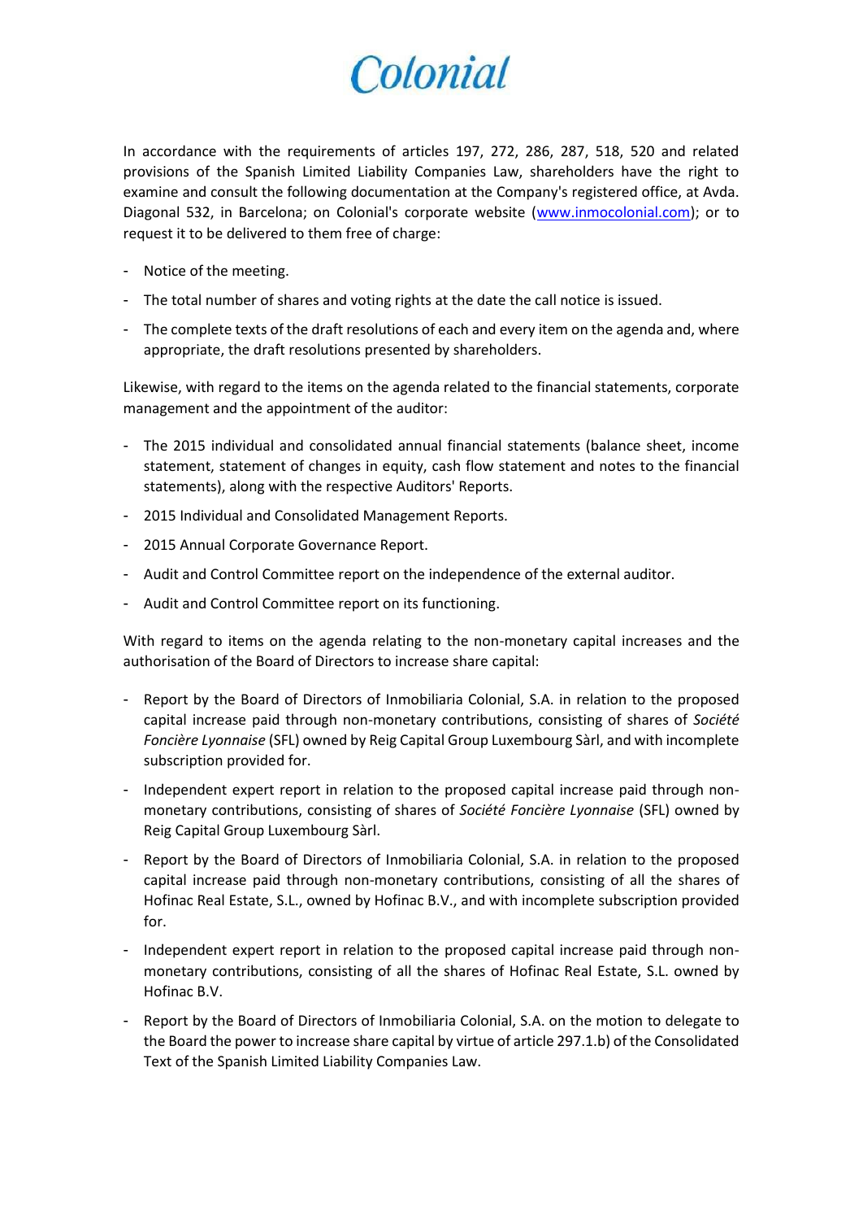In accordance with the requirements of articles 197, 272, 286, 287, 518, 520 and related provisions of the Spanish Limited Liability Companies Law, shareholders have the right to examine and consult the following documentation at the Company's registered office, at Avda. Diagonal 532, in Barcelona; on Colonial's corporate website (www.inmocolonial.com); or to request it to be delivered to them free of charge:

- Notice of the meeting.
- The total number of shares and voting rights at the date the call notice is issued.
- The complete texts of the draft resolutions of each and every item on the agenda and, where appropriate, the draft resolutions presented by shareholders.

Likewise, with regard to the items on the agenda related to the financial statements, corporate management and the appointment of the auditor:

- The 2015 individual and consolidated annual financial statements (balance sheet, income statement, statement of changes in equity, cash flow statement and notes to the financial statements), along with the respective Auditors' Reports.
- 2015 Individual and Consolidated Management Reports.
- 2015 Annual Corporate Governance Report.
- Audit and Control Committee report on the independence of the external auditor.
- Audit and Control Committee report on its functioning.

With regard to items on the agenda relating to the non-monetary capital increases and the authorisation of the Board of Directors to increase share capital:

- Report by the Board of Directors of Inmobiliaria Colonial, S.A. in relation to the proposed capital increase paid through non-monetary contributions, consisting of shares of *Société Foncière Lyonnaise* (SFL) owned by Reig Capital Group Luxembourg Sàrl, and with incomplete subscription provided for.
- Independent expert report in relation to the proposed capital increase paid through non-monetary contributions, consisting of shares of *Société Foncière Lyonnaise* (SFL) owned by Reig Capital Group Luxembourg Sàrl.
- Report by the Board of Directors of Inmobiliaria Colonial, S.A. in relation to the proposed capital increase paid through non-monetary contributions, consisting of all the shares of Hofinac Real Estate, S.L., owned by Hofinac B.V., and with incomplete subscription provided for.
- Independent expert report in relation to the proposed capital increase paid through non-monetary contributions, consisting of all the shares of Hofinac Real Estate, S.L. owned by Hofinac B.V.
- Report by the Board of Directors of Inmobiliaria Colonial, S.A. on the motion to delegate to the Board the power to increase share capital by virtue of article 297.1.b) of the Consolidated Text of the Spanish Limited Liability Companies Law.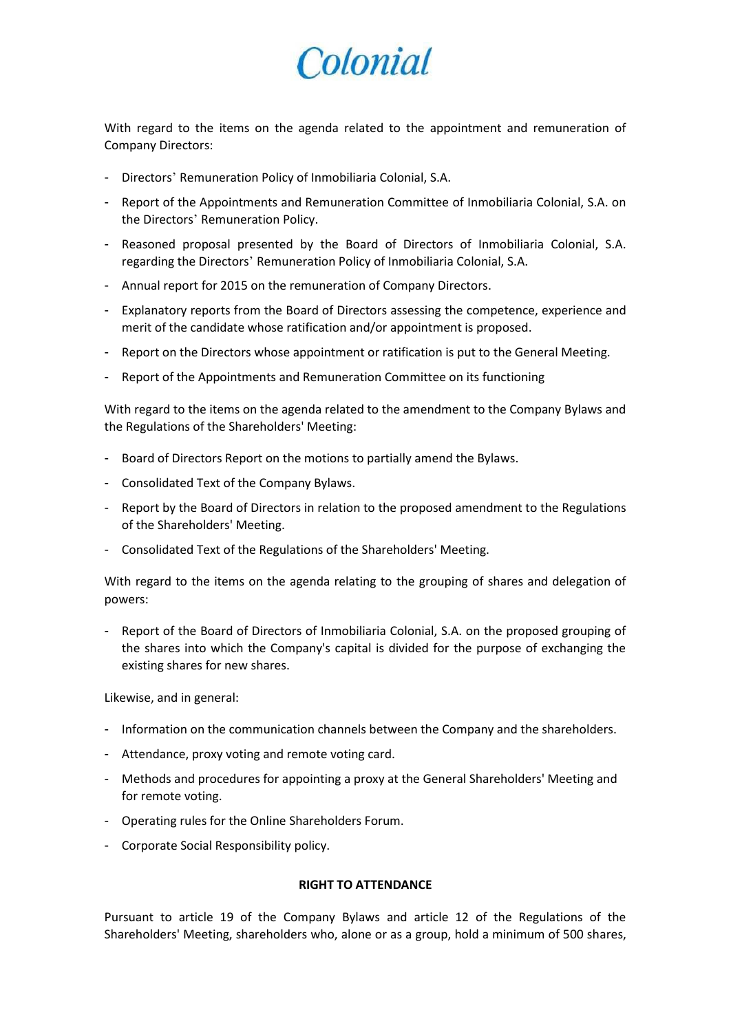With regard to the items on the agenda related to the appointment and remuneration of Company Directors:

- Directors' Remuneration Policy of Inmobiliaria Colonial, S.A.
- Report of the Appointments and Remuneration Committee of Inmobiliaria Colonial, S.A. on the Directors' Remuneration Policy.
- Reasoned proposal presented by the Board of Directors of Inmobiliaria Colonial, S.A. regarding the Directors' Remuneration Policy of Inmobiliaria Colonial, S.A.
- Annual report for 2015 on the remuneration of Company Directors.
- Explanatory reports from the Board of Directors assessing the competence, experience and merit of the candidate whose ratification and/or appointment is proposed.
- Report on the Directors whose appointment or ratification is put to the General Meeting.
- Report of the Appointments and Remuneration Committee on its functioning

With regard to the items on the agenda related to the amendment to the Company Bylaws and the Regulations of the Shareholders' Meeting:

- Board of Directors Report on the motions to partially amend the Bylaws.
- Consolidated Text of the Company Bylaws.
- Report by the Board of Directors in relation to the proposed amendment to the Regulations of the Shareholders' Meeting.
- Consolidated Text of the Regulations of the Shareholders' Meeting.

With regard to the items on the agenda relating to the grouping of shares and delegation of powers:

- Report of the Board of Directors of Inmobiliaria Colonial, S.A. on the proposed grouping of the shares into which the Company's capital is divided for the purpose of exchanging the existing shares for new shares.

Likewise, and in general:

- Information on the communication channels between the Company and the shareholders.
- Attendance, proxy voting and remote voting card.
- Methods and procedures for appointing a proxy at the General Shareholders' Meeting and for remote voting.
- Operating rules for the Online Shareholders Forum.
- Corporate Social Responsibility policy.

**RIGHT TO ATTENDANCE**

Pursuant to article 19 of the Company Bylaws and article 12 of the Regulations of the Shareholders' Meeting, shareholders who, alone or as a group, hold a minimum of 500 shares,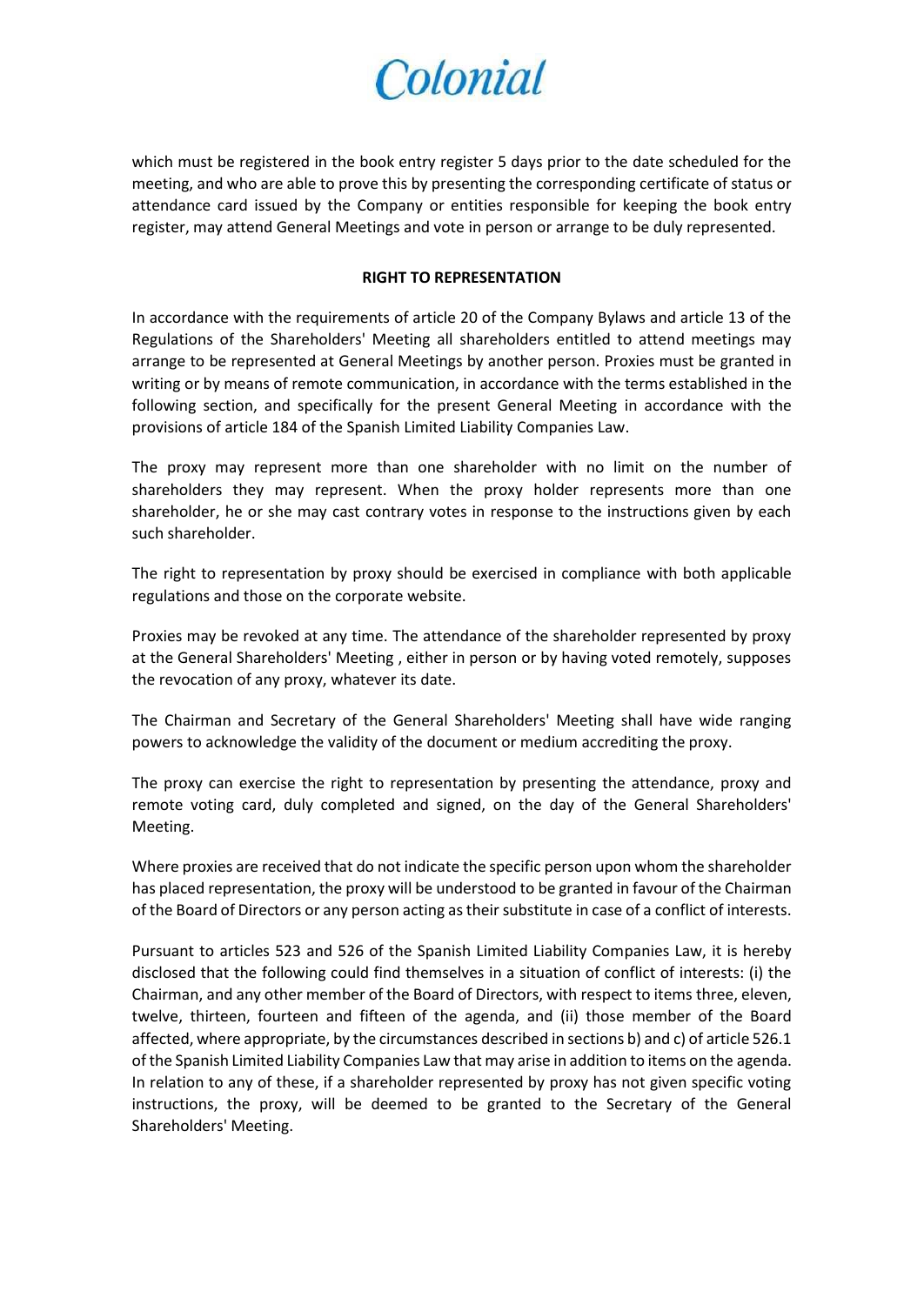which must be registered in the book entry register 5 days prior to the date scheduled for the meeting, and who are able to prove this by presenting the corresponding certificate of status or attendance card issued by the Company or entities responsible for keeping the book entry register, may attend General Meetings and vote in person or arrange to be duly represented.

**RIGHT TO REPRESENTATION**

In accordance with the requirements of article 20 of the Company Bylaws and article 13 of the Regulations of the Shareholders' Meeting all shareholders entitled to attend meetings may arrange to be represented at General Meetings by another person. Proxies must be granted in writing or by means of remote communication, in accordance with the terms established in the following section, and specifically for the present General Meeting in accordance with the provisions of article 184 of the Spanish Limited Liability Companies Law.

The proxy may represent more than one shareholder with no limit on the number of shareholders they may represent. When the proxy holder represents more than one shareholder, he or she may cast contrary votes in response to the instructions given by each such shareholder.

The right to representation by proxy should be exercised in compliance with both applicable regulations and those on the corporate website.

Proxies may be revoked at any time. The attendance of the shareholder represented by proxy at the General Shareholders' Meeting , either in person or by having voted remotely, supposes the revocation of any proxy, whatever its date.

The Chairman and Secretary of the General Shareholders' Meeting shall have wide ranging powers to acknowledge the validity of the document or medium accrediting the proxy.

The proxy can exercise the right to representation by presenting the attendance, proxy and remote voting card, duly completed and signed, on the day of the General Shareholders' Meeting.

Where proxies are received that do not indicate the specific person upon whom the shareholder has placed representation, the proxy will be understood to be granted in favour of the Chairman of the Board of Directors or any person acting as their substitute in case of a conflict of interests.

Pursuant to articles 523 and 526 of the Spanish Limited Liability Companies Law, it is hereby disclosed that the following could find themselves in a situation of conflict of interests: (i) the Chairman, and any other member of the Board of Directors, with respect to items three, eleven, twelve, thirteen, fourteen and fifteen of the agenda, and (ii) those member of the Board affected, where appropriate, by the circumstances described in sections b) and c) of article 526.1 of the Spanish Limited Liability Companies Law that may arise in addition to items on the agenda. In relation to any of these, if a shareholder represented by proxy has not given specific voting instructions, the proxy, will be deemed to be granted to the Secretary of the General Shareholders' Meeting.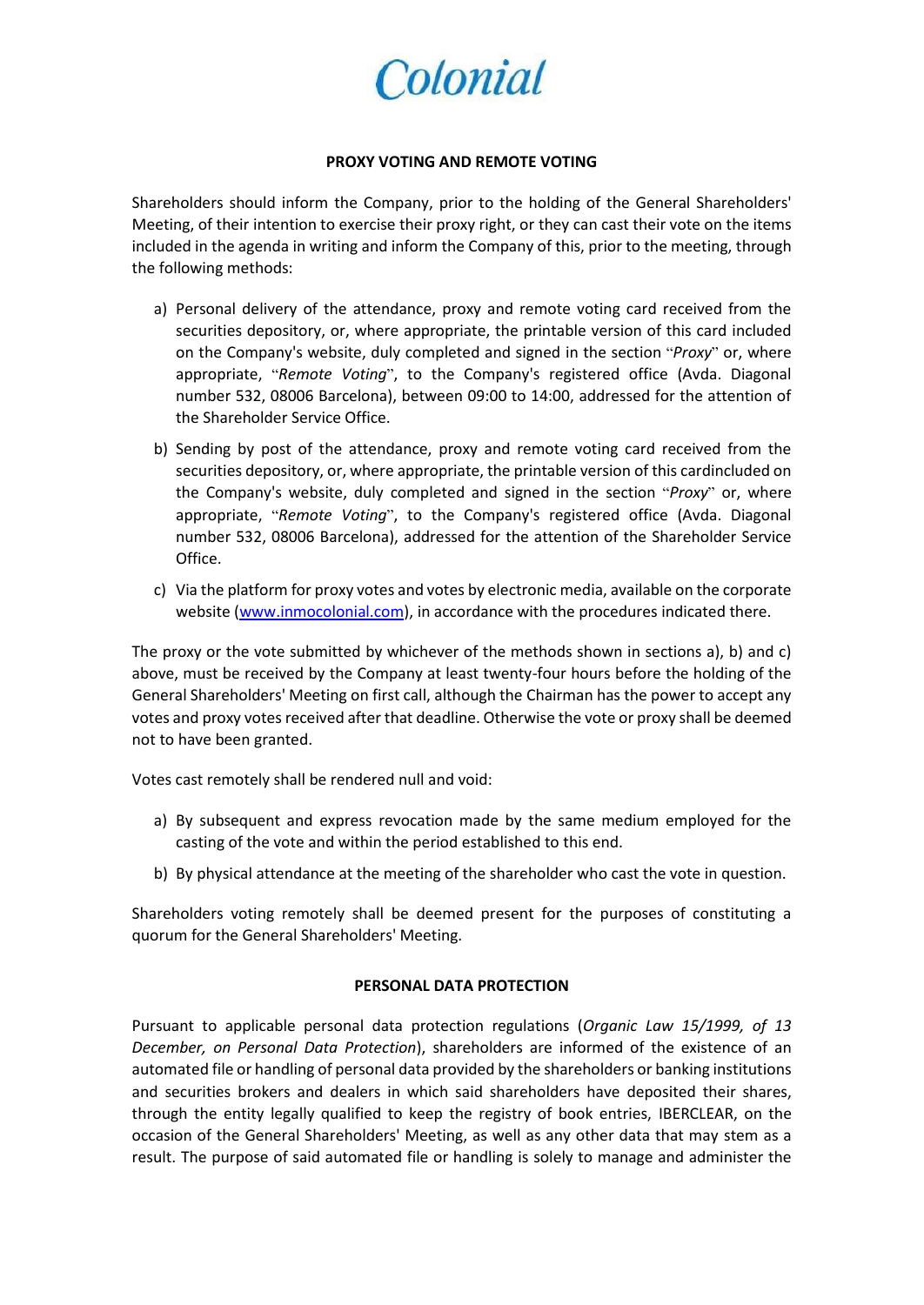Colonial

**PROXY VOTING AND REMOTE VOTING**

Shareholders should inform the Company, prior to the holding of the General Shareholders' Meeting, of their intention to exercise their proxy right, or they can cast their vote on the items included in the agenda in writing and inform the Company of this, prior to the meeting, through the following methods:

a) Personal delivery of the attendance, proxy and remote voting card received from the securities depository, or, where appropriate, the printable version of this card included on the Company's website, duly completed and signed in the section "*Proxy*" or, where appropriate, "*Remote Voting*", to the Company's registered office (Avda. Diagonal number 532, 08006 Barcelona), between 09:00 to 14:00, addressed for the attention of the Shareholder Service Office.

b) Sending by post of the attendance, proxy and remote voting card received from the securities depository, or, where appropriate, the printable version of this cardincluded on the Company's website, duly completed and signed in the section "*Proxy*" or, where appropriate, "*Remote Voting*", to the Company's registered office (Avda. Diagonal number 532, 08006 Barcelona), addressed for the attention of the Shareholder Service Office.

c) Via the platform for proxy votes and votes by electronic media, available on the corporate website (www.inmocolonial.com), in accordance with the procedures indicated there.

The proxy or the vote submitted by whichever of the methods shown in sections a), b) and c) above, must be received by the Company at least twenty-four hours before the holding of the General Shareholders' Meeting on first call, although the Chairman has the power to accept any votes and proxy votes received after that deadline. Otherwise the vote or proxy shall be deemed not to have been granted.

Votes cast remotely shall be rendered null and void:

a) By subsequent and express revocation made by the same medium employed for the casting of the vote and within the period established to this end.

b) By physical attendance at the meeting of the shareholder who cast the vote in question.

Shareholders voting remotely shall be deemed present for the purposes of constituting a quorum for the General Shareholders' Meeting.

**PERSONAL DATA PROTECTION**

Pursuant to applicable personal data protection regulations (*Organic Law 15/1999, of 13 December, on Personal Data Protection*), shareholders are informed of the existence of an automated file or handling of personal data provided by the shareholders or banking institutions and securities brokers and dealers in which said shareholders have deposited their shares, through the entity legally qualified to keep the registry of book entries, IBERCLEAR, on the occasion of the General Shareholders' Meeting, as well as any other data that may stem as a result. The purpose of said automated file or handling is solely to manage and administer the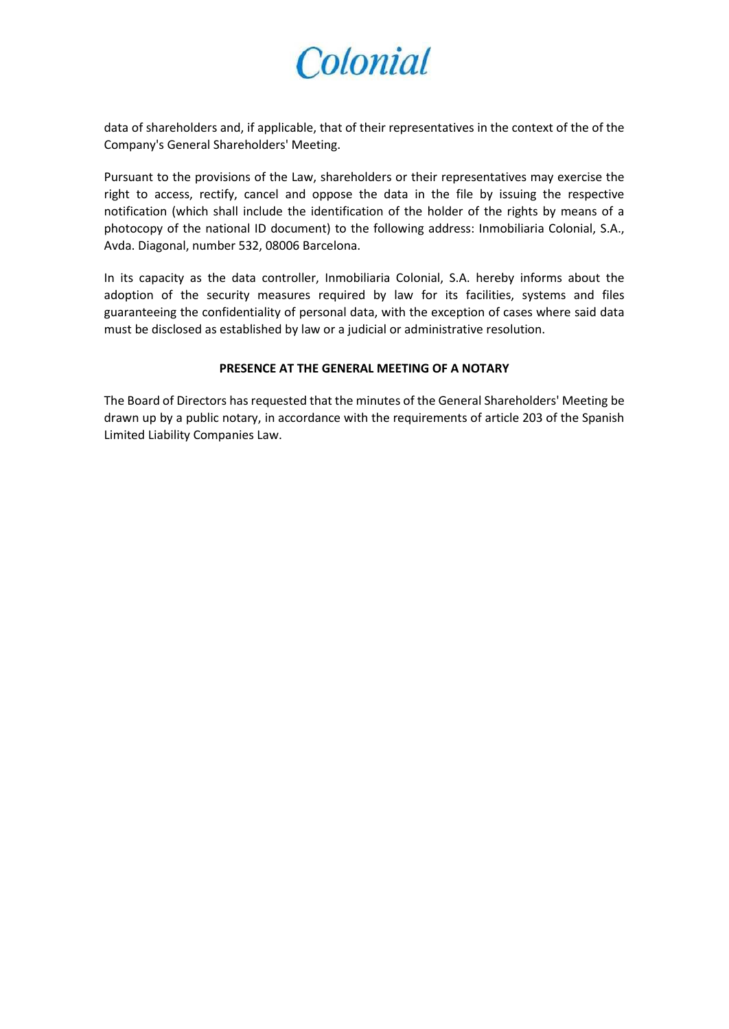data of shareholders and, if applicable, that of their representatives in the context of the of the Company's General Shareholders' Meeting.

Pursuant to the provisions of the Law, shareholders or their representatives may exercise the right to access, rectify, cancel and oppose the data in the file by issuing the respective notification (which shall include the identification of the holder of the rights by means of a photocopy of the national ID document) to the following address: Inmobiliaria Colonial, S.A., Avda. Diagonal, number 532, 08006 Barcelona.

In its capacity as the data controller, Inmobiliaria Colonial, S.A. hereby informs about the adoption of the security measures required by law for its facilities, systems and files guaranteeing the confidentiality of personal data, with the exception of cases where said data must be disclosed as established by law or a judicial or administrative resolution.

**PRESENCE AT THE GENERAL MEETING OF A NOTARY**

The Board of Directors has requested that the minutes of the General Shareholders' Meeting be drawn up by a public notary, in accordance with the requirements of article 203 of the Spanish Limited Liability Companies Law.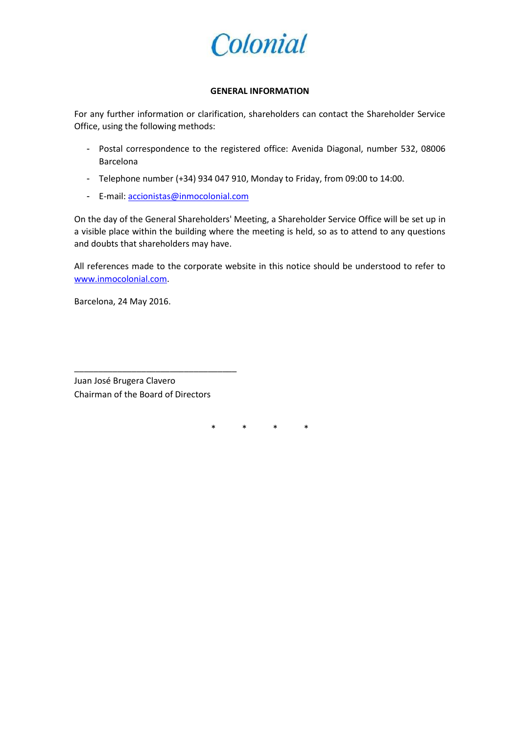Colonial

**GENERAL INFORMATION**

For any further information or clarification, shareholders can contact the Shareholder Service Office, using the following methods:

- Postal correspondence to the registered office: Avenida Diagonal, number 532, 08006 Barcelona
- Telephone number (+34) 934 047 910, Monday to Friday, from 09:00 to 14:00.
- E-mail: accionistas@inmocolonial.com

On the day of the General Shareholders' Meeting, a Shareholder Service Office will be set up in a visible place within the building where the meeting is held, so as to attend to any questions and doubts that shareholders may have.

All references made to the corporate website in this notice should be understood to refer to www.inmocolonial.com.

Barcelona, 24 May 2016.

\_\_\_\_\_\_\_\_\_\_\_\_\_\_\_\_\_\_\_\_\_\_\_\_\_\_\_\_\_\_\_\_\_\_\_

Juan José Brugera Clavero
Chairman of the Board of Directors

\* \* \* \*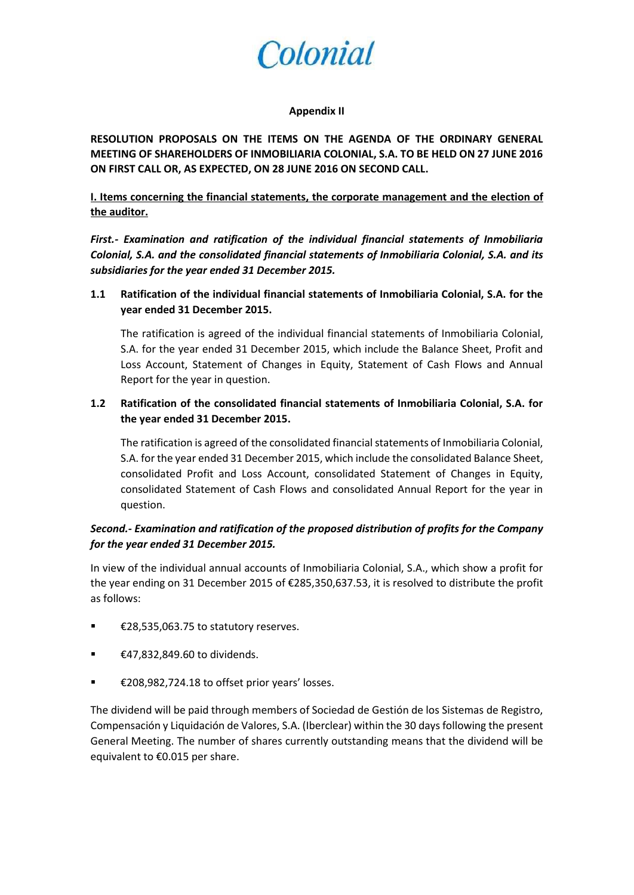**Appendix II**

**RESOLUTION PROPOSALS ON THE ITEMS ON THE AGENDA OF THE ORDINARY GENERAL MEETING OF SHAREHOLDERS OF INMOBILIARIA COLONIAL, S.A. TO BE HELD ON 27 JUNE 2016 ON FIRST CALL OR, AS EXPECTED, ON 28 JUNE 2016 ON SECOND CALL.**

**I. Items concerning the financial statements, the corporate management and the election of the auditor.**

***First.- Examination and ratification of the individual financial statements of Inmobiliaria Colonial, S.A. and the consolidated financial statements of Inmobiliaria Colonial, S.A. and its subsidiaries for the year ended 31 December 2015.***

**1.1 Ratification of the individual financial statements of Inmobiliaria Colonial, S.A. for the year ended 31 December 2015.**

The ratification is agreed of the individual financial statements of Inmobiliaria Colonial, S.A. for the year ended 31 December 2015, which include the Balance Sheet, Profit and Loss Account, Statement of Changes in Equity, Statement of Cash Flows and Annual Report for the year in question.

**1.2 Ratification of the consolidated financial statements of Inmobiliaria Colonial, S.A. for the year ended 31 December 2015.**

The ratification is agreed of the consolidated financial statements of Inmobiliaria Colonial, S.A. for the year ended 31 December 2015, which include the consolidated Balance Sheet, consolidated Profit and Loss Account, consolidated Statement of Changes in Equity, consolidated Statement of Cash Flows and consolidated Annual Report for the year in question.

***Second.- Examination and ratification of the proposed distribution of profits for the Company for the year ended 31 December 2015.***

In view of the individual annual accounts of Inmobiliaria Colonial, S.A., which show a profit for the year ending on 31 December 2015 of €285,350,637.53, it is resolved to distribute the profit as follows:

- €28,535,063.75 to statutory reserves.
- €47,832,849.60 to dividends.
- €208,982,724.18 to offset prior years' losses.

The dividend will be paid through members of Sociedad de Gestión de los Sistemas de Registro, Compensación y Liquidación de Valores, S.A. (Iberclear) within the 30 days following the present General Meeting. The number of shares currently outstanding means that the dividend will be equivalent to €0.015 per share.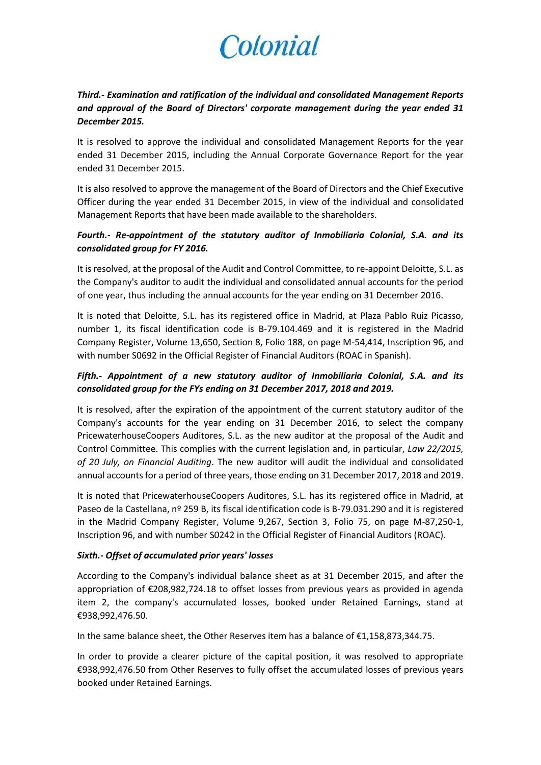***Third.- Examination and ratification of the individual and consolidated Management Reports and approval of the Board of Directors' corporate management during the year ended 31 December 2015.***

It is resolved to approve the individual and consolidated Management Reports for the year ended 31 December 2015, including the Annual Corporate Governance Report for the year ended 31 December 2015.

It is also resolved to approve the management of the Board of Directors and the Chief Executive Officer during the year ended 31 December 2015, in view of the individual and consolidated Management Reports that have been made available to the shareholders.

***Fourth.- Re-appointment of the statutory auditor of Inmobiliaria Colonial, S.A. and its consolidated group for FY 2016.***

It is resolved, at the proposal of the Audit and Control Committee, to re-appoint Deloitte, S.L. as the Company's auditor to audit the individual and consolidated annual accounts for the period of one year, thus including the annual accounts for the year ending on 31 December 2016.

It is noted that Deloitte, S.L. has its registered office in Madrid, at Plaza Pablo Ruiz Picasso, number 1, its fiscal identification code is B-79.104.469 and it is registered in the Madrid Company Register, Volume 13,650, Section 8, Folio 188, on page M-54,414, Inscription 96, and with number S0692 in the Official Register of Financial Auditors (ROAC in Spanish).

***Fifth.- Appointment of a new statutory auditor of Inmobiliaria Colonial, S.A. and its consolidated group for the FYs ending on 31 December 2017, 2018 and 2019.***

It is resolved, after the expiration of the appointment of the current statutory auditor of the Company's accounts for the year ending on 31 December 2016, to select the company PricewaterhouseCoopers Auditores, S.L. as the new auditor at the proposal of the Audit and Control Committee. This complies with the current legislation and, in particular, *Law 22/2015, of 20 July, on Financial Auditing*. The new auditor will audit the individual and consolidated annual accounts for a period of three years, those ending on 31 December 2017, 2018 and 2019.

It is noted that PricewaterhouseCoopers Auditores, S.L. has its registered office in Madrid, at Paseo de la Castellana, nº 259 B, its fiscal identification code is B-79.031.290 and it is registered in the Madrid Company Register, Volume 9,267, Section 3, Folio 75, on page M-87,250-1, Inscription 96, and with number S0242 in the Official Register of Financial Auditors (ROAC).

***Sixth.- Offset of accumulated prior years' losses***

According to the Company's individual balance sheet as at 31 December 2015, and after the appropriation of €208,982,724.18 to offset losses from previous years as provided in agenda item 2, the company's accumulated losses, booked under Retained Earnings, stand at €938,992,476.50.

In the same balance sheet, the Other Reserves item has a balance of €1,158,873,344.75.

In order to provide a clearer picture of the capital position, it was resolved to appropriate €938,992,476.50 from Other Reserves to fully offset the accumulated losses of previous years booked under Retained Earnings.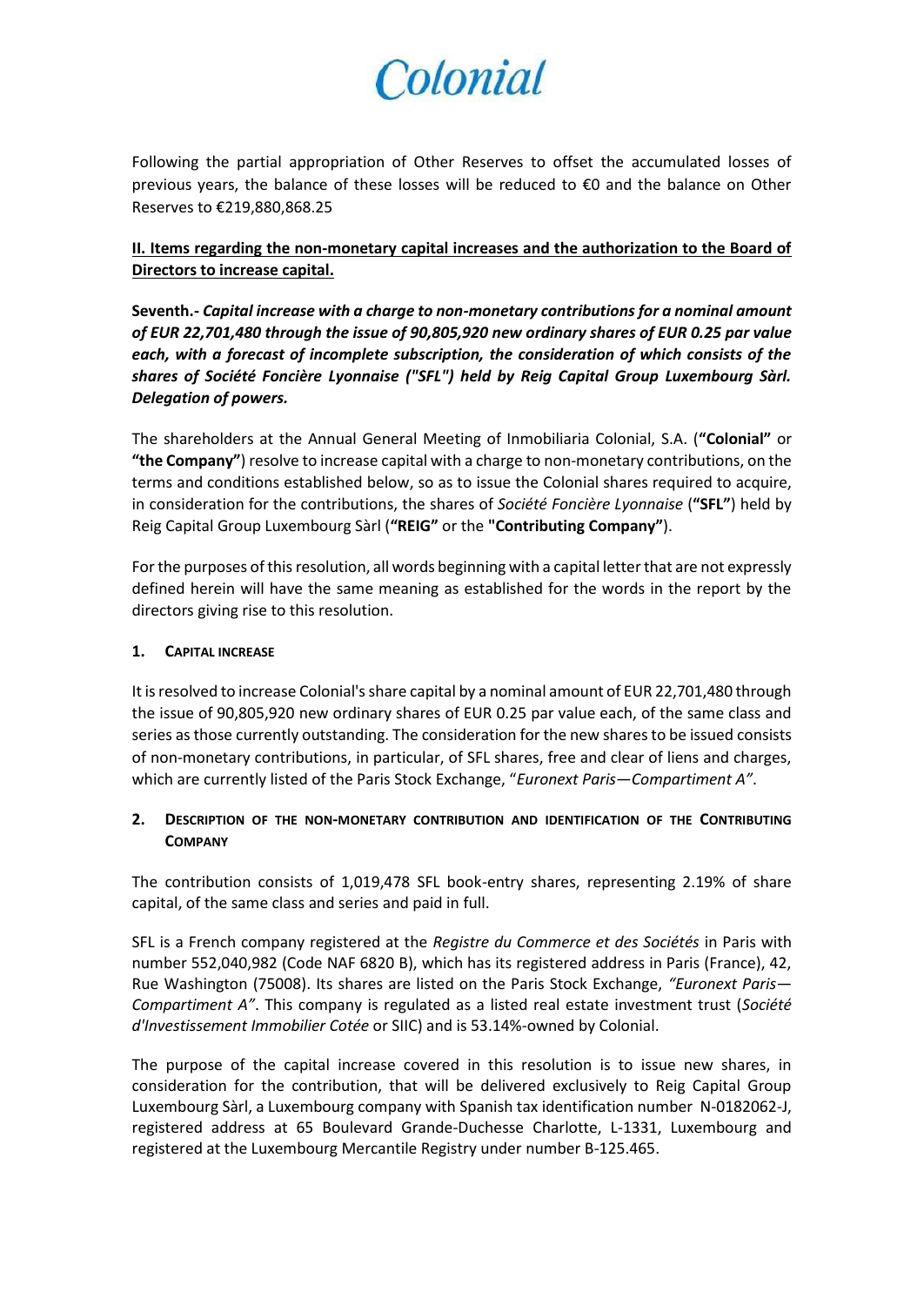Following the partial appropriation of Other Reserves to offset the accumulated losses of previous years, the balance of these losses will be reduced to €0 and the balance on Other Reserves to €219,880,868.25

## II. Items regarding the non-monetary capital increases and the authorization to the Board of Directors to increase capital.

**Seventh.-** ***Capital increase with a charge to non-monetary contributions for a nominal amount of EUR 22,701,480 through the issue of 90,805,920 new ordinary shares of EUR 0.25 par value each, with a forecast of incomplete subscription, the consideration of which consists of the shares of Société Foncière Lyonnaise ("SFL") held by Reig Capital Group Luxembourg Sàrl. Delegation of powers.***

The shareholders at the Annual General Meeting of Inmobiliaria Colonial, S.A. (**"Colonial"** or **"the Company"**) resolve to increase capital with a charge to non-monetary contributions, on the terms and conditions established below, so as to issue the Colonial shares required to acquire, in consideration for the contributions, the shares of *Société Foncière Lyonnaise* (**"SFL"**) held by Reig Capital Group Luxembourg Sàrl (**"REIG"** or the **"Contributing Company"**).

For the purposes of this resolution, all words beginning with a capital letter that are not expressly defined herein will have the same meaning as established for the words in the report by the directors giving rise to this resolution.

### 1. CAPITAL INCREASE

It is resolved to increase Colonial's share capital by a nominal amount of EUR 22,701,480 through the issue of 90,805,920 new ordinary shares of EUR 0.25 par value each, of the same class and series as those currently outstanding. The consideration for the new shares to be issued consists of non-monetary contributions, in particular, of SFL shares, free and clear of liens and charges, which are currently listed of the Paris Stock Exchange, "*Euronext Paris—Compartiment A"*.

### 2. DESCRIPTION OF THE NON-MONETARY CONTRIBUTION AND IDENTIFICATION OF THE CONTRIBUTING COMPANY

The contribution consists of 1,019,478 SFL book-entry shares, representing 2.19% of share capital, of the same class and series and paid in full.

SFL is a French company registered at the *Registre du Commerce et des Sociétés* in Paris with number 552,040,982 (Code NAF 6820 B), which has its registered address in Paris (France), 42, Rue Washington (75008). Its shares are listed on the Paris Stock Exchange, *"Euronext Paris—Compartiment A"*. This company is regulated as a listed real estate investment trust (*Société d'Investissement Immobilier Cotée* or SIIC) and is 53.14%-owned by Colonial.

The purpose of the capital increase covered in this resolution is to issue new shares, in consideration for the contribution, that will be delivered exclusively to Reig Capital Group Luxembourg Sàrl, a Luxembourg company with Spanish tax identification number N-0182062-J, registered address at 65 Boulevard Grande-Duchesse Charlotte, L-1331, Luxembourg and registered at the Luxembourg Mercantile Registry under number B-125.465.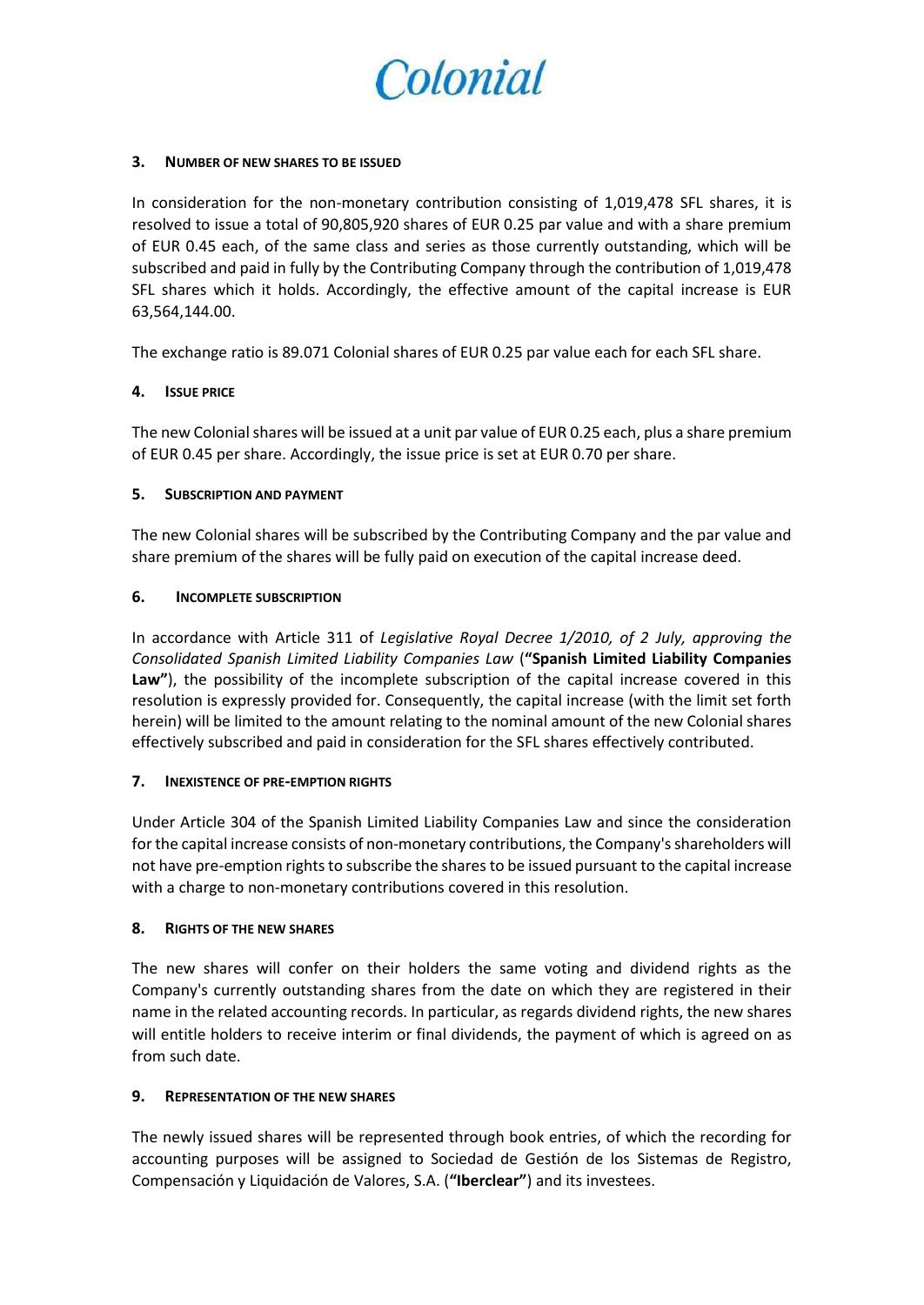### 3. NUMBER OF NEW SHARES TO BE ISSUED

In consideration for the non-monetary contribution consisting of 1,019,478 SFL shares, it is resolved to issue a total of 90,805,920 shares of EUR 0.25 par value and with a share premium of EUR 0.45 each, of the same class and series as those currently outstanding, which will be subscribed and paid in fully by the Contributing Company through the contribution of 1,019,478 SFL shares which it holds. Accordingly, the effective amount of the capital increase is EUR 63,564,144.00.

The exchange ratio is 89.071 Colonial shares of EUR 0.25 par value each for each SFL share.

### 4. ISSUE PRICE

The new Colonial shares will be issued at a unit par value of EUR 0.25 each, plus a share premium of EUR 0.45 per share. Accordingly, the issue price is set at EUR 0.70 per share.

### 5. SUBSCRIPTION AND PAYMENT

The new Colonial shares will be subscribed by the Contributing Company and the par value and share premium of the shares will be fully paid on execution of the capital increase deed.

### 6. INCOMPLETE SUBSCRIPTION

In accordance with Article 311 of *Legislative Royal Decree 1/2010, of 2 July, approving the Consolidated Spanish Limited Liability Companies Law* (**"Spanish Limited Liability Companies Law"**), the possibility of the incomplete subscription of the capital increase covered in this resolution is expressly provided for. Consequently, the capital increase (with the limit set forth herein) will be limited to the amount relating to the nominal amount of the new Colonial shares effectively subscribed and paid in consideration for the SFL shares effectively contributed.

### 7. INEXISTENCE OF PRE-EMPTION RIGHTS

Under Article 304 of the Spanish Limited Liability Companies Law and since the consideration for the capital increase consists of non-monetary contributions, the Company's shareholders will not have pre-emption rights to subscribe the shares to be issued pursuant to the capital increase with a charge to non-monetary contributions covered in this resolution.

### 8. RIGHTS OF THE NEW SHARES

The new shares will confer on their holders the same voting and dividend rights as the Company's currently outstanding shares from the date on which they are registered in their name in the related accounting records. In particular, as regards dividend rights, the new shares will entitle holders to receive interim or final dividends, the payment of which is agreed on as from such date.

### 9. REPRESENTATION OF THE NEW SHARES

The newly issued shares will be represented through book entries, of which the recording for accounting purposes will be assigned to Sociedad de Gestión de los Sistemas de Registro, Compensación y Liquidación de Valores, S.A. (**"Iberclear"**) and its investees.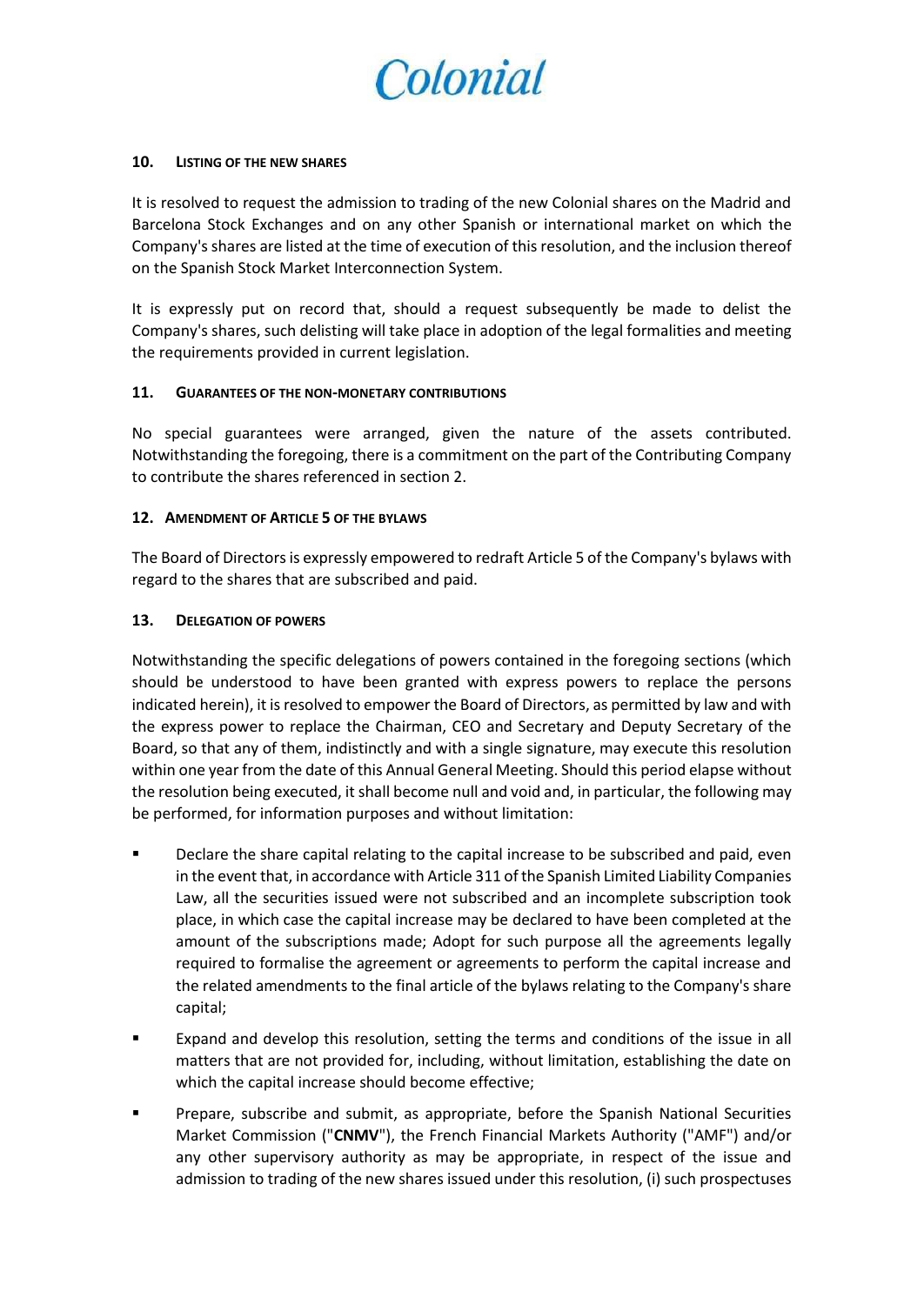#### 10. LISTING OF THE NEW SHARES

It is resolved to request the admission to trading of the new Colonial shares on the Madrid and Barcelona Stock Exchanges and on any other Spanish or international market on which the Company's shares are listed at the time of execution of this resolution, and the inclusion thereof on the Spanish Stock Market Interconnection System.

It is expressly put on record that, should a request subsequently be made to delist the Company's shares, such delisting will take place in adoption of the legal formalities and meeting the requirements provided in current legislation.

#### 11. GUARANTEES OF THE NON-MONETARY CONTRIBUTIONS

No special guarantees were arranged, given the nature of the assets contributed. Notwithstanding the foregoing, there is a commitment on the part of the Contributing Company to contribute the shares referenced in section 2.

#### 12. AMENDMENT OF ARTICLE 5 OF THE BYLAWS

The Board of Directors is expressly empowered to redraft Article 5 of the Company's bylaws with regard to the shares that are subscribed and paid.

#### 13. DELEGATION OF POWERS

Notwithstanding the specific delegations of powers contained in the foregoing sections (which should be understood to have been granted with express powers to replace the persons indicated herein), it is resolved to empower the Board of Directors, as permitted by law and with the express power to replace the Chairman, CEO and Secretary and Deputy Secretary of the Board, so that any of them, indistinctly and with a single signature, may execute this resolution within one year from the date of this Annual General Meeting. Should this period elapse without the resolution being executed, it shall become null and void and, in particular, the following may be performed, for information purposes and without limitation:

- Declare the share capital relating to the capital increase to be subscribed and paid, even in the event that, in accordance with Article 311 of the Spanish Limited Liability Companies Law, all the securities issued were not subscribed and an incomplete subscription took place, in which case the capital increase may be declared to have been completed at the amount of the subscriptions made; Adopt for such purpose all the agreements legally required to formalise the agreement or agreements to perform the capital increase and the related amendments to the final article of the bylaws relating to the Company's share capital;
- Expand and develop this resolution, setting the terms and conditions of the issue in all matters that are not provided for, including, without limitation, establishing the date on which the capital increase should become effective;
- Prepare, subscribe and submit, as appropriate, before the Spanish National Securities Market Commission ("**CNMV**"), the French Financial Markets Authority ("AMF") and/or any other supervisory authority as may be appropriate, in respect of the issue and admission to trading of the new shares issued under this resolution, (i) such prospectuses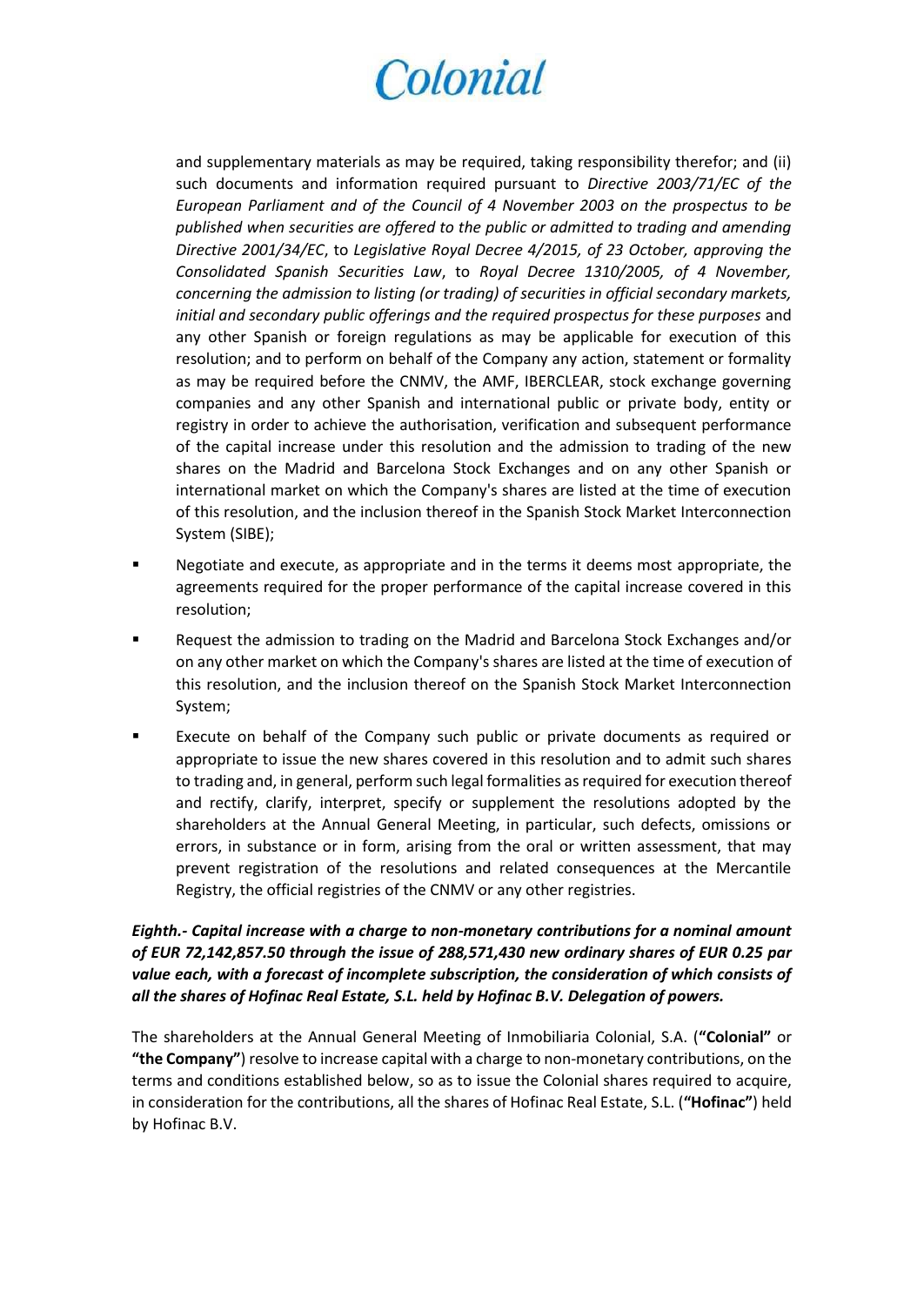and supplementary materials as may be required, taking responsibility therefor; and (ii) such documents and information required pursuant to *Directive 2003/71/EC of the European Parliament and of the Council of 4 November 2003 on the prospectus to be published when securities are offered to the public or admitted to trading and amending Directive 2001/34/EC*, to *Legislative Royal Decree 4/2015, of 23 October, approving the Consolidated Spanish Securities Law*, to *Royal Decree 1310/2005, of 4 November, concerning the admission to listing (or trading) of securities in official secondary markets, initial and secondary public offerings and the required prospectus for these purposes* and any other Spanish or foreign regulations as may be applicable for execution of this resolution; and to perform on behalf of the Company any action, statement or formality as may be required before the CNMV, the AMF, IBERCLEAR, stock exchange governing companies and any other Spanish and international public or private body, entity or registry in order to achieve the authorisation, verification and subsequent performance of the capital increase under this resolution and the admission to trading of the new shares on the Madrid and Barcelona Stock Exchanges and on any other Spanish or international market on which the Company's shares are listed at the time of execution of this resolution, and the inclusion thereof in the Spanish Stock Market Interconnection System (SIBE);

- Negotiate and execute, as appropriate and in the terms it deems most appropriate, the agreements required for the proper performance of the capital increase covered in this resolution;
- Request the admission to trading on the Madrid and Barcelona Stock Exchanges and/or on any other market on which the Company's shares are listed at the time of execution of this resolution, and the inclusion thereof on the Spanish Stock Market Interconnection System;
- Execute on behalf of the Company such public or private documents as required or appropriate to issue the new shares covered in this resolution and to admit such shares to trading and, in general, perform such legal formalities as required for execution thereof and rectify, clarify, interpret, specify or supplement the resolutions adopted by the shareholders at the Annual General Meeting, in particular, such defects, omissions or errors, in substance or in form, arising from the oral or written assessment, that may prevent registration of the resolutions and related consequences at the Mercantile Registry, the official registries of the CNMV or any other registries.

***Eighth.- Capital increase with a charge to non-monetary contributions for a nominal amount of EUR 72,142,857.50 through the issue of 288,571,430 new ordinary shares of EUR 0.25 par value each, with a forecast of incomplete subscription, the consideration of which consists of all the shares of Hofinac Real Estate, S.L. held by Hofinac B.V. Delegation of powers.***

The shareholders at the Annual General Meeting of Inmobiliaria Colonial, S.A. (**"Colonial"** or **"the Company"**) resolve to increase capital with a charge to non-monetary contributions, on the terms and conditions established below, so as to issue the Colonial shares required to acquire, in consideration for the contributions, all the shares of Hofinac Real Estate, S.L. (**"Hofinac"**) held by Hofinac B.V.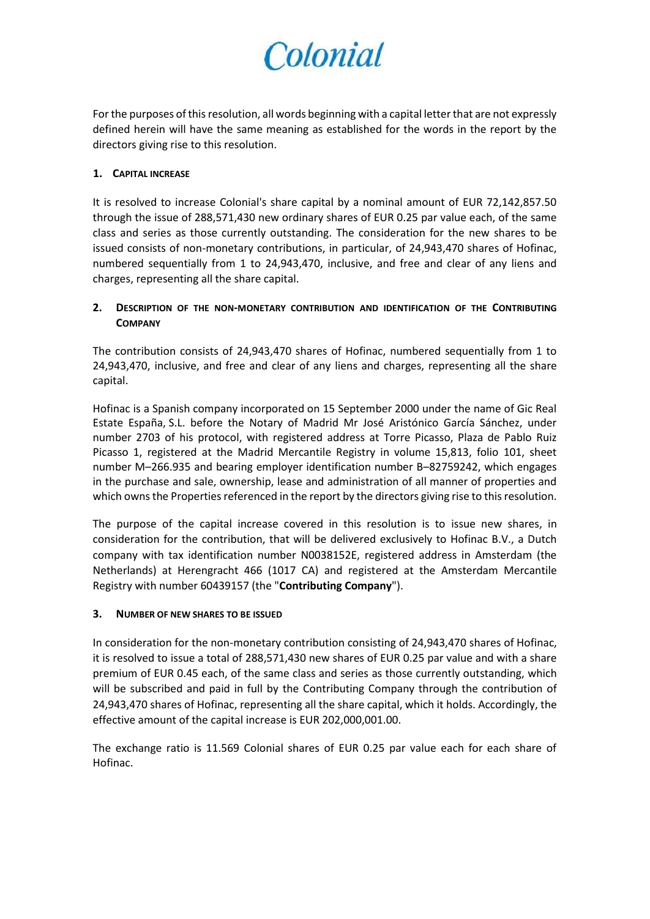For the purposes of this resolution, all words beginning with a capital letter that are not expressly defined herein will have the same meaning as established for the words in the report by the directors giving rise to this resolution.

## 1. CAPITAL INCREASE

It is resolved to increase Colonial's share capital by a nominal amount of EUR 72,142,857.50 through the issue of 288,571,430 new ordinary shares of EUR 0.25 par value each, of the same class and series as those currently outstanding. The consideration for the new shares to be issued consists of non-monetary contributions, in particular, of 24,943,470 shares of Hofinac, numbered sequentially from 1 to 24,943,470, inclusive, and free and clear of any liens and charges, representing all the share capital.

## 2. DESCRIPTION OF THE NON-MONETARY CONTRIBUTION AND IDENTIFICATION OF THE CONTRIBUTING COMPANY

The contribution consists of 24,943,470 shares of Hofinac, numbered sequentially from 1 to 24,943,470, inclusive, and free and clear of any liens and charges, representing all the share capital.

Hofinac is a Spanish company incorporated on 15 September 2000 under the name of Gic Real Estate España, S.L. before the Notary of Madrid Mr José Aristónico García Sánchez, under number 2703 of his protocol, with registered address at Torre Picasso, Plaza de Pablo Ruiz Picasso 1, registered at the Madrid Mercantile Registry in volume 15,813, folio 101, sheet number M–266.935 and bearing employer identification number B–82759242, which engages in the purchase and sale, ownership, lease and administration of all manner of properties and which owns the Properties referenced in the report by the directors giving rise to this resolution.

The purpose of the capital increase covered in this resolution is to issue new shares, in consideration for the contribution, that will be delivered exclusively to Hofinac B.V., a Dutch company with tax identification number N0038152E, registered address in Amsterdam (the Netherlands) at Herengracht 466 (1017 CA) and registered at the Amsterdam Mercantile Registry with number 60439157 (the "**Contributing Company**").

## 3. NUMBER OF NEW SHARES TO BE ISSUED

In consideration for the non-monetary contribution consisting of 24,943,470 shares of Hofinac, it is resolved to issue a total of 288,571,430 new shares of EUR 0.25 par value and with a share premium of EUR 0.45 each, of the same class and series as those currently outstanding, which will be subscribed and paid in full by the Contributing Company through the contribution of 24,943,470 shares of Hofinac, representing all the share capital, which it holds. Accordingly, the effective amount of the capital increase is EUR 202,000,001.00.

The exchange ratio is 11.569 Colonial shares of EUR 0.25 par value each for each share of Hofinac.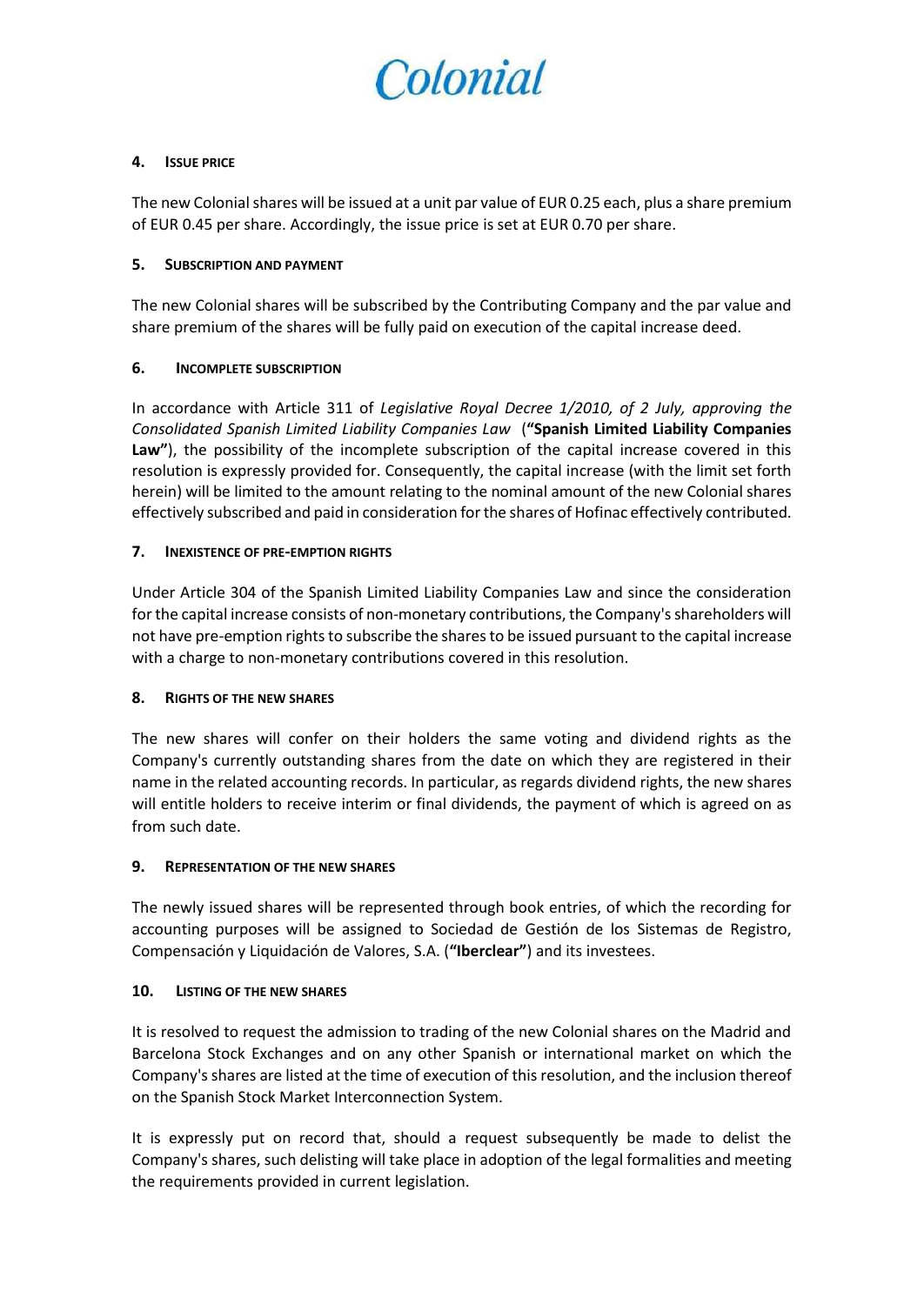#### 4. ISSUE PRICE

The new Colonial shares will be issued at a unit par value of EUR 0.25 each, plus a share premium of EUR 0.45 per share. Accordingly, the issue price is set at EUR 0.70 per share.

#### 5. SUBSCRIPTION AND PAYMENT

The new Colonial shares will be subscribed by the Contributing Company and the par value and share premium of the shares will be fully paid on execution of the capital increase deed.

#### 6. INCOMPLETE SUBSCRIPTION

In accordance with Article 311 of *Legislative Royal Decree 1/2010, of 2 July, approving the Consolidated Spanish Limited Liability Companies Law* (**"Spanish Limited Liability Companies Law"**), the possibility of the incomplete subscription of the capital increase covered in this resolution is expressly provided for. Consequently, the capital increase (with the limit set forth herein) will be limited to the amount relating to the nominal amount of the new Colonial shares effectively subscribed and paid in consideration for the shares of Hofinac effectively contributed.

#### 7. INEXISTENCE OF PRE-EMPTION RIGHTS

Under Article 304 of the Spanish Limited Liability Companies Law and since the consideration for the capital increase consists of non-monetary contributions, the Company's shareholders will not have pre-emption rights to subscribe the shares to be issued pursuant to the capital increase with a charge to non-monetary contributions covered in this resolution.

#### 8. RIGHTS OF THE NEW SHARES

The new shares will confer on their holders the same voting and dividend rights as the Company's currently outstanding shares from the date on which they are registered in their name in the related accounting records. In particular, as regards dividend rights, the new shares will entitle holders to receive interim or final dividends, the payment of which is agreed on as from such date.

#### 9. REPRESENTATION OF THE NEW SHARES

The newly issued shares will be represented through book entries, of which the recording for accounting purposes will be assigned to Sociedad de Gestión de los Sistemas de Registro, Compensación y Liquidación de Valores, S.A. (**"Iberclear"**) and its investees.

#### 10. LISTING OF THE NEW SHARES

It is resolved to request the admission to trading of the new Colonial shares on the Madrid and Barcelona Stock Exchanges and on any other Spanish or international market on which the Company's shares are listed at the time of execution of this resolution, and the inclusion thereof on the Spanish Stock Market Interconnection System.

It is expressly put on record that, should a request subsequently be made to delist the Company's shares, such delisting will take place in adoption of the legal formalities and meeting the requirements provided in current legislation.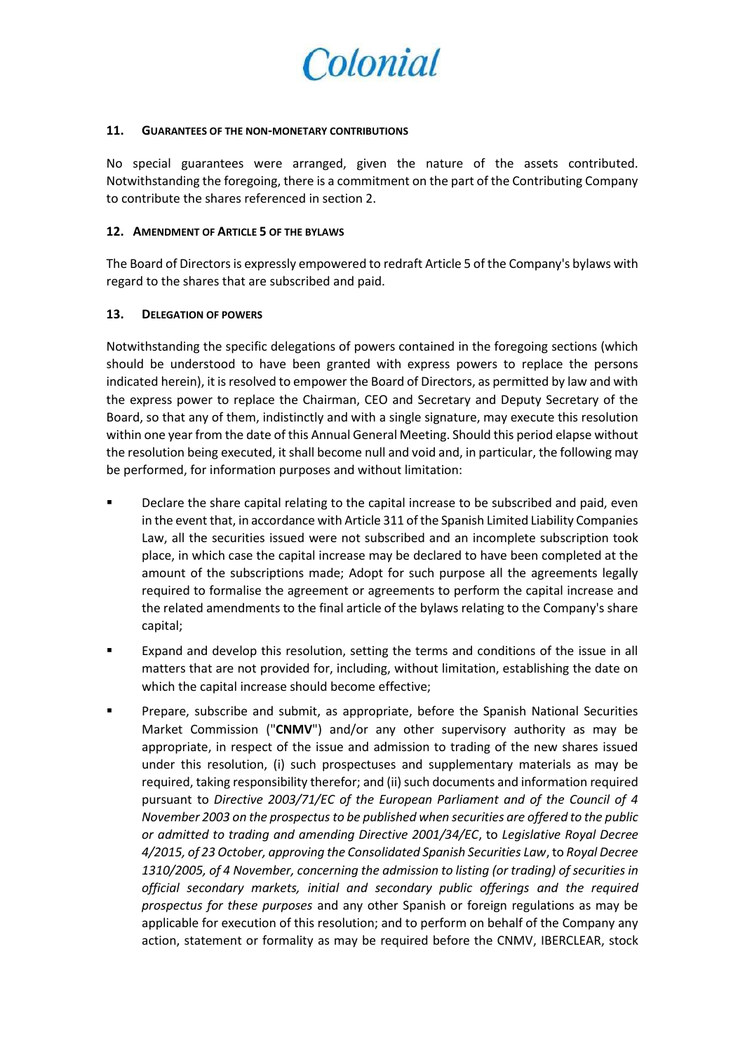### 11. GUARANTEES OF THE NON-MONETARY CONTRIBUTIONS

No special guarantees were arranged, given the nature of the assets contributed. Notwithstanding the foregoing, there is a commitment on the part of the Contributing Company to contribute the shares referenced in section 2.

### 12. AMENDMENT OF ARTICLE 5 OF THE BYLAWS

The Board of Directors is expressly empowered to redraft Article 5 of the Company's bylaws with regard to the shares that are subscribed and paid.

### 13. DELEGATION OF POWERS

Notwithstanding the specific delegations of powers contained in the foregoing sections (which should be understood to have been granted with express powers to replace the persons indicated herein), it is resolved to empower the Board of Directors, as permitted by law and with the express power to replace the Chairman, CEO and Secretary and Deputy Secretary of the Board, so that any of them, indistinctly and with a single signature, may execute this resolution within one year from the date of this Annual General Meeting. Should this period elapse without the resolution being executed, it shall become null and void and, in particular, the following may be performed, for information purposes and without limitation:

- Declare the share capital relating to the capital increase to be subscribed and paid, even in the event that, in accordance with Article 311 of the Spanish Limited Liability Companies Law, all the securities issued were not subscribed and an incomplete subscription took place, in which case the capital increase may be declared to have been completed at the amount of the subscriptions made; Adopt for such purpose all the agreements legally required to formalise the agreement or agreements to perform the capital increase and the related amendments to the final article of the bylaws relating to the Company's share capital;
- Expand and develop this resolution, setting the terms and conditions of the issue in all matters that are not provided for, including, without limitation, establishing the date on which the capital increase should become effective;
- Prepare, subscribe and submit, as appropriate, before the Spanish National Securities Market Commission ("**CNMV**") and/or any other supervisory authority as may be appropriate, in respect of the issue and admission to trading of the new shares issued under this resolution, (i) such prospectuses and supplementary materials as may be required, taking responsibility therefor; and (ii) such documents and information required pursuant to *Directive 2003/71/EC of the European Parliament and of the Council of 4 November 2003 on the prospectus to be published when securities are offered to the public or admitted to trading and amending Directive 2001/34/EC*, to *Legislative Royal Decree 4/2015, of 23 October, approving the Consolidated Spanish Securities Law*, to *Royal Decree 1310/2005, of 4 November, concerning the admission to listing (or trading) of securities in official secondary markets, initial and secondary public offerings and the required prospectus for these purposes* and any other Spanish or foreign regulations as may be applicable for execution of this resolution; and to perform on behalf of the Company any action, statement or formality as may be required before the CNMV, IBERCLEAR, stock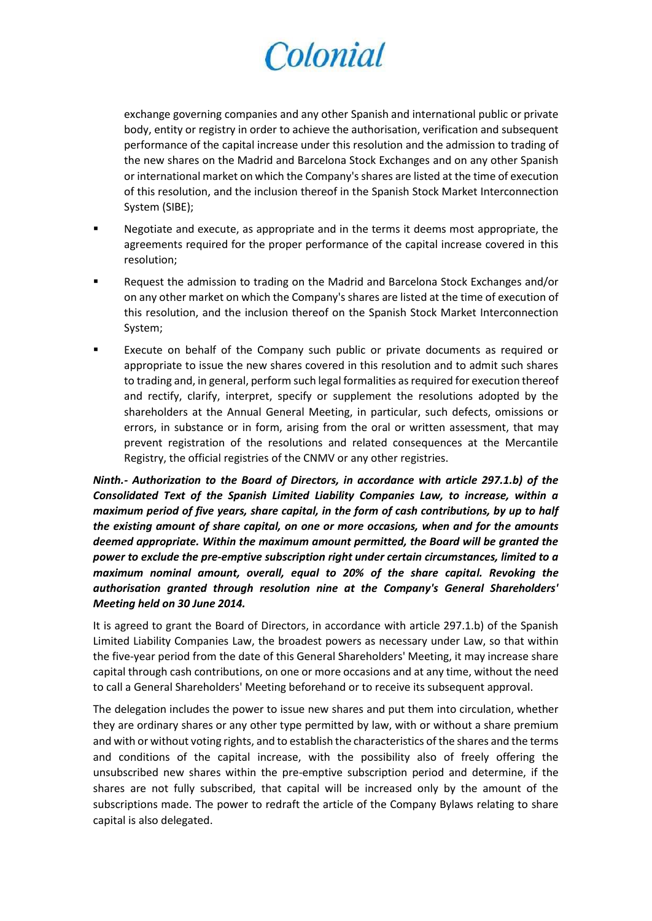exchange governing companies and any other Spanish and international public or private body, entity or registry in order to achieve the authorisation, verification and subsequent performance of the capital increase under this resolution and the admission to trading of the new shares on the Madrid and Barcelona Stock Exchanges and on any other Spanish or international market on which the Company's shares are listed at the time of execution of this resolution, and the inclusion thereof in the Spanish Stock Market Interconnection System (SIBE);

- Negotiate and execute, as appropriate and in the terms it deems most appropriate, the agreements required for the proper performance of the capital increase covered in this resolution;
- Request the admission to trading on the Madrid and Barcelona Stock Exchanges and/or on any other market on which the Company's shares are listed at the time of execution of this resolution, and the inclusion thereof on the Spanish Stock Market Interconnection System;
- Execute on behalf of the Company such public or private documents as required or appropriate to issue the new shares covered in this resolution and to admit such shares to trading and, in general, perform such legal formalities as required for execution thereof and rectify, clarify, interpret, specify or supplement the resolutions adopted by the shareholders at the Annual General Meeting, in particular, such defects, omissions or errors, in substance or in form, arising from the oral or written assessment, that may prevent registration of the resolutions and related consequences at the Mercantile Registry, the official registries of the CNMV or any other registries.

***Ninth.- Authorization to the Board of Directors, in accordance with article 297.1.b) of the Consolidated Text of the Spanish Limited Liability Companies Law, to increase, within a maximum period of five years, share capital, in the form of cash contributions, by up to half the existing amount of share capital, on one or more occasions, when and for the amounts deemed appropriate. Within the maximum amount permitted, the Board will be granted the power to exclude the pre-emptive subscription right under certain circumstances, limited to a maximum nominal amount, overall, equal to 20% of the share capital. Revoking the authorisation granted through resolution nine at the Company's General Shareholders' Meeting held on 30 June 2014.***

It is agreed to grant the Board of Directors, in accordance with article 297.1.b) of the Spanish Limited Liability Companies Law, the broadest powers as necessary under Law, so that within the five-year period from the date of this General Shareholders' Meeting, it may increase share capital through cash contributions, on one or more occasions and at any time, without the need to call a General Shareholders' Meeting beforehand or to receive its subsequent approval.

The delegation includes the power to issue new shares and put them into circulation, whether they are ordinary shares or any other type permitted by law, with or without a share premium and with or without voting rights, and to establish the characteristics of the shares and the terms and conditions of the capital increase, with the possibility also of freely offering the unsubscribed new shares within the pre-emptive subscription period and determine, if the shares are not fully subscribed, that capital will be increased only by the amount of the subscriptions made. The power to redraft the article of the Company Bylaws relating to share capital is also delegated.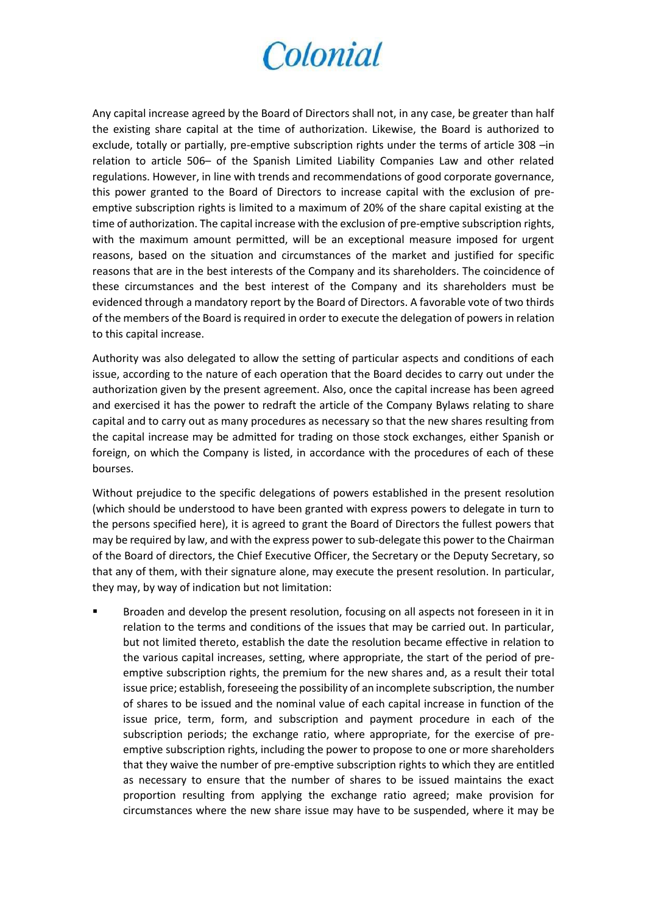Any capital increase agreed by the Board of Directors shall not, in any case, be greater than half the existing share capital at the time of authorization. Likewise, the Board is authorized to exclude, totally or partially, pre-emptive subscription rights under the terms of article 308 –in relation to article 506– of the Spanish Limited Liability Companies Law and other related regulations. However, in line with trends and recommendations of good corporate governance, this power granted to the Board of Directors to increase capital with the exclusion of pre-emptive subscription rights is limited to a maximum of 20% of the share capital existing at the time of authorization. The capital increase with the exclusion of pre-emptive subscription rights, with the maximum amount permitted, will be an exceptional measure imposed for urgent reasons, based on the situation and circumstances of the market and justified for specific reasons that are in the best interests of the Company and its shareholders. The coincidence of these circumstances and the best interest of the Company and its shareholders must be evidenced through a mandatory report by the Board of Directors. A favorable vote of two thirds of the members of the Board is required in order to execute the delegation of powers in relation to this capital increase.

Authority was also delegated to allow the setting of particular aspects and conditions of each issue, according to the nature of each operation that the Board decides to carry out under the authorization given by the present agreement. Also, once the capital increase has been agreed and exercised it has the power to redraft the article of the Company Bylaws relating to share capital and to carry out as many procedures as necessary so that the new shares resulting from the capital increase may be admitted for trading on those stock exchanges, either Spanish or foreign, on which the Company is listed, in accordance with the procedures of each of these bourses.

Without prejudice to the specific delegations of powers established in the present resolution (which should be understood to have been granted with express powers to delegate in turn to the persons specified here), it is agreed to grant the Board of Directors the fullest powers that may be required by law, and with the express power to sub-delegate this power to the Chairman of the Board of directors, the Chief Executive Officer, the Secretary or the Deputy Secretary, so that any of them, with their signature alone, may execute the present resolution. In particular, they may, by way of indication but not limitation:

- Broaden and develop the present resolution, focusing on all aspects not foreseen in it in relation to the terms and conditions of the issues that may be carried out. In particular, but not limited thereto, establish the date the resolution became effective in relation to the various capital increases, setting, where appropriate, the start of the period of pre-emptive subscription rights, the premium for the new shares and, as a result their total issue price; establish, foreseeing the possibility of an incomplete subscription, the number of shares to be issued and the nominal value of each capital increase in function of the issue price, term, form, and subscription and payment procedure in each of the subscription periods; the exchange ratio, where appropriate, for the exercise of pre-emptive subscription rights, including the power to propose to one or more shareholders that they waive the number of pre-emptive subscription rights to which they are entitled as necessary to ensure that the number of shares to be issued maintains the exact proportion resulting from applying the exchange ratio agreed; make provision for circumstances where the new share issue may have to be suspended, where it may be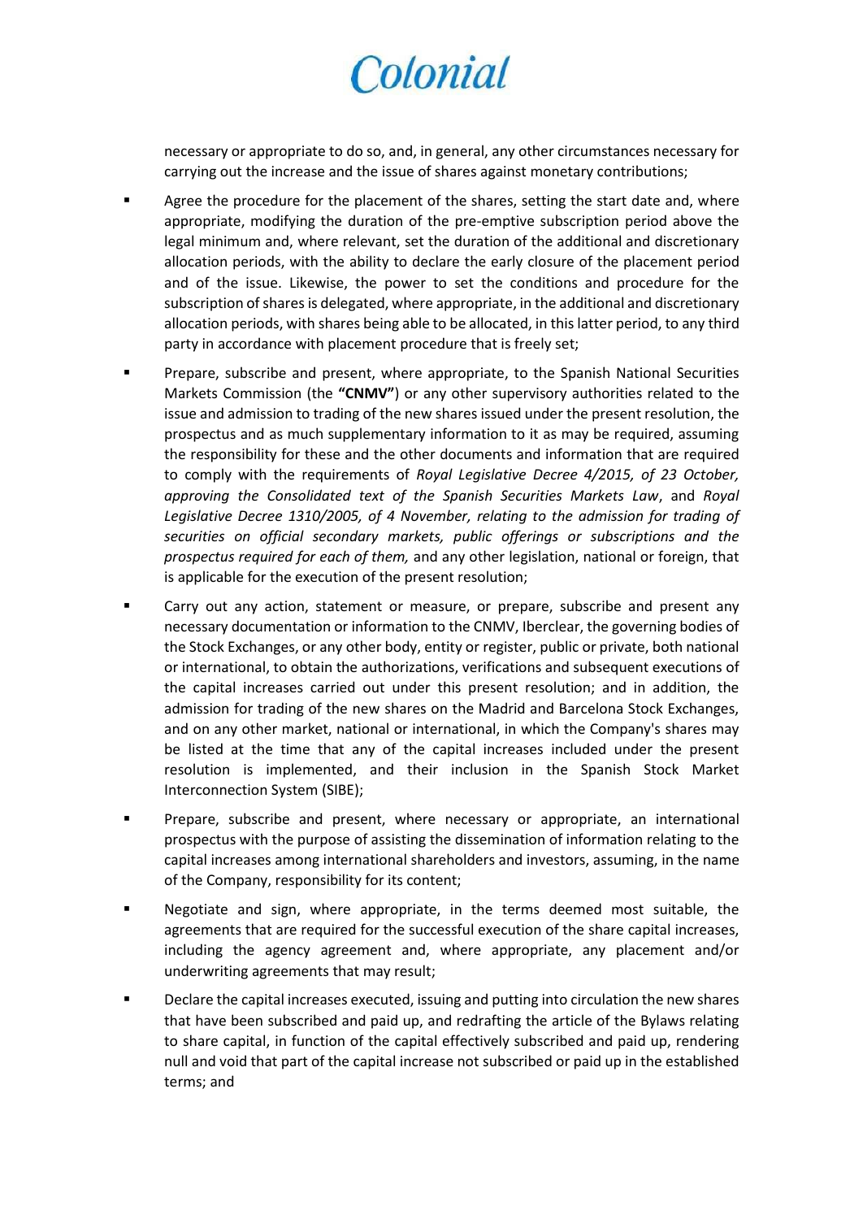necessary or appropriate to do so, and, in general, any other circumstances necessary for carrying out the increase and the issue of shares against monetary contributions;

- Agree the procedure for the placement of the shares, setting the start date and, where appropriate, modifying the duration of the pre-emptive subscription period above the legal minimum and, where relevant, set the duration of the additional and discretionary allocation periods, with the ability to declare the early closure of the placement period and of the issue. Likewise, the power to set the conditions and procedure for the subscription of shares is delegated, where appropriate, in the additional and discretionary allocation periods, with shares being able to be allocated, in this latter period, to any third party in accordance with placement procedure that is freely set;

- Prepare, subscribe and present, where appropriate, to the Spanish National Securities Markets Commission (the **"CNMV"**) or any other supervisory authorities related to the issue and admission to trading of the new shares issued under the present resolution, the prospectus and as much supplementary information to it as may be required, assuming the responsibility for these and the other documents and information that are required to comply with the requirements of *Royal Legislative Decree 4/2015, of 23 October, approving the Consolidated text of the Spanish Securities Markets Law*, and *Royal Legislative Decree 1310/2005, of 4 November, relating to the admission for trading of securities on official secondary markets, public offerings or subscriptions and the prospectus required for each of them,* and any other legislation, national or foreign, that is applicable for the execution of the present resolution;

- Carry out any action, statement or measure, or prepare, subscribe and present any necessary documentation or information to the CNMV, Iberclear, the governing bodies of the Stock Exchanges, or any other body, entity or register, public or private, both national or international, to obtain the authorizations, verifications and subsequent executions of the capital increases carried out under this present resolution; and in addition, the admission for trading of the new shares on the Madrid and Barcelona Stock Exchanges, and on any other market, national or international, in which the Company's shares may be listed at the time that any of the capital increases included under the present resolution is implemented, and their inclusion in the Spanish Stock Market Interconnection System (SIBE);

- Prepare, subscribe and present, where necessary or appropriate, an international prospectus with the purpose of assisting the dissemination of information relating to the capital increases among international shareholders and investors, assuming, in the name of the Company, responsibility for its content;

- Negotiate and sign, where appropriate, in the terms deemed most suitable, the agreements that are required for the successful execution of the share capital increases, including the agency agreement and, where appropriate, any placement and/or underwriting agreements that may result;

- Declare the capital increases executed, issuing and putting into circulation the new shares that have been subscribed and paid up, and redrafting the article of the Bylaws relating to share capital, in function of the capital effectively subscribed and paid up, rendering null and void that part of the capital increase not subscribed or paid up in the established terms; and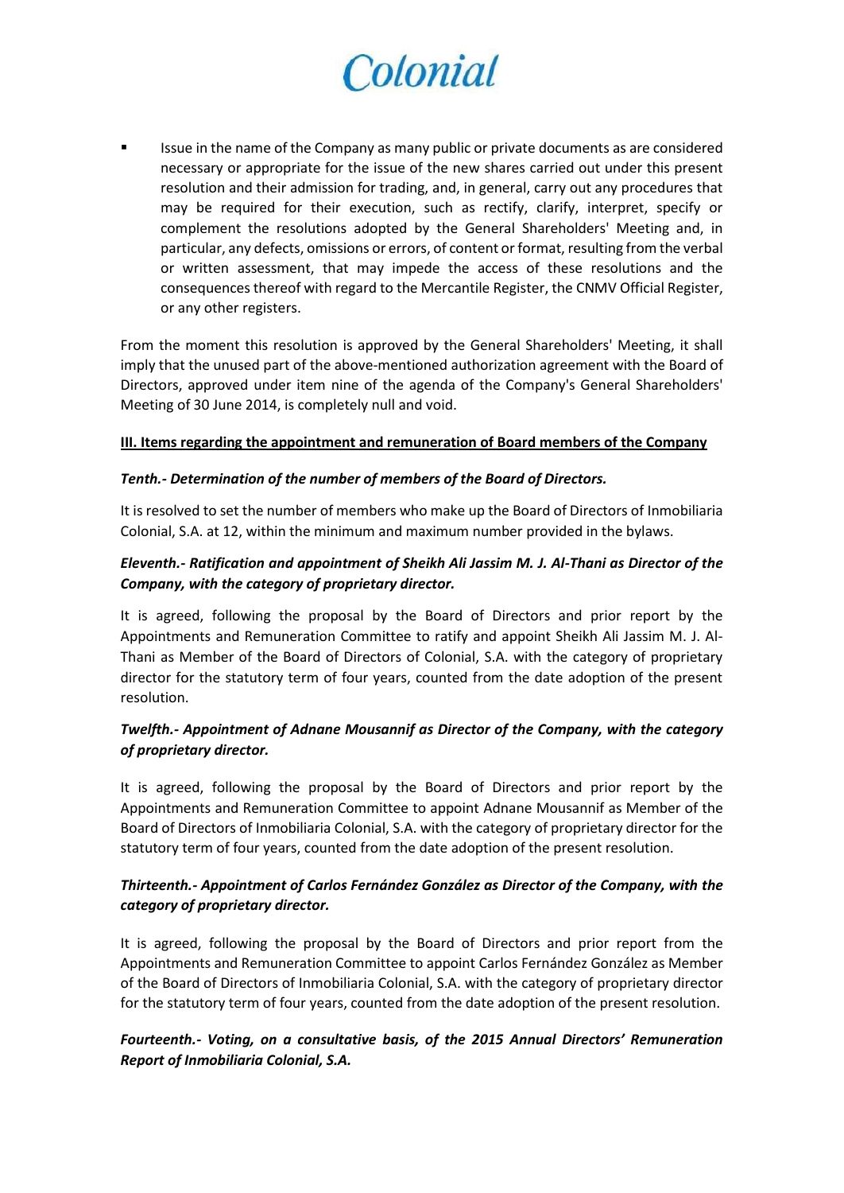- Issue in the name of the Company as many public or private documents as are considered necessary or appropriate for the issue of the new shares carried out under this present resolution and their admission for trading, and, in general, carry out any procedures that may be required for their execution, such as rectify, clarify, interpret, specify or complement the resolutions adopted by the General Shareholders' Meeting and, in particular, any defects, omissions or errors, of content or format, resulting from the verbal or written assessment, that may impede the access of these resolutions and the consequences thereof with regard to the Mercantile Register, the CNMV Official Register, or any other registers.

From the moment this resolution is approved by the General Shareholders' Meeting, it shall imply that the unused part of the above-mentioned authorization agreement with the Board of Directors, approved under item nine of the agenda of the Company's General Shareholders' Meeting of 30 June 2014, is completely null and void.

**III. Items regarding the appointment and remuneration of Board members of the Company**

***Tenth.- Determination of the number of members of the Board of Directors.***

It is resolved to set the number of members who make up the Board of Directors of Inmobiliaria Colonial, S.A. at 12, within the minimum and maximum number provided in the bylaws.

***Eleventh.- Ratification and appointment of Sheikh Ali Jassim M. J. Al-Thani as Director of the Company, with the category of proprietary director.***

It is agreed, following the proposal by the Board of Directors and prior report by the Appointments and Remuneration Committee to ratify and appoint Sheikh Ali Jassim M. J. Al-Thani as Member of the Board of Directors of Colonial, S.A. with the category of proprietary director for the statutory term of four years, counted from the date adoption of the present resolution.

***Twelfth.- Appointment of Adnane Mousannif as Director of the Company, with the category of proprietary director.***

It is agreed, following the proposal by the Board of Directors and prior report by the Appointments and Remuneration Committee to appoint Adnane Mousannif as Member of the Board of Directors of Inmobiliaria Colonial, S.A. with the category of proprietary director for the statutory term of four years, counted from the date adoption of the present resolution.

***Thirteenth.- Appointment of Carlos Fernández González as Director of the Company, with the category of proprietary director.***

It is agreed, following the proposal by the Board of Directors and prior report from the Appointments and Remuneration Committee to appoint Carlos Fernández González as Member of the Board of Directors of Inmobiliaria Colonial, S.A. with the category of proprietary director for the statutory term of four years, counted from the date adoption of the present resolution.

***Fourteenth.- Voting, on a consultative basis, of the 2015 Annual Directors' Remuneration Report of Inmobiliaria Colonial, S.A.***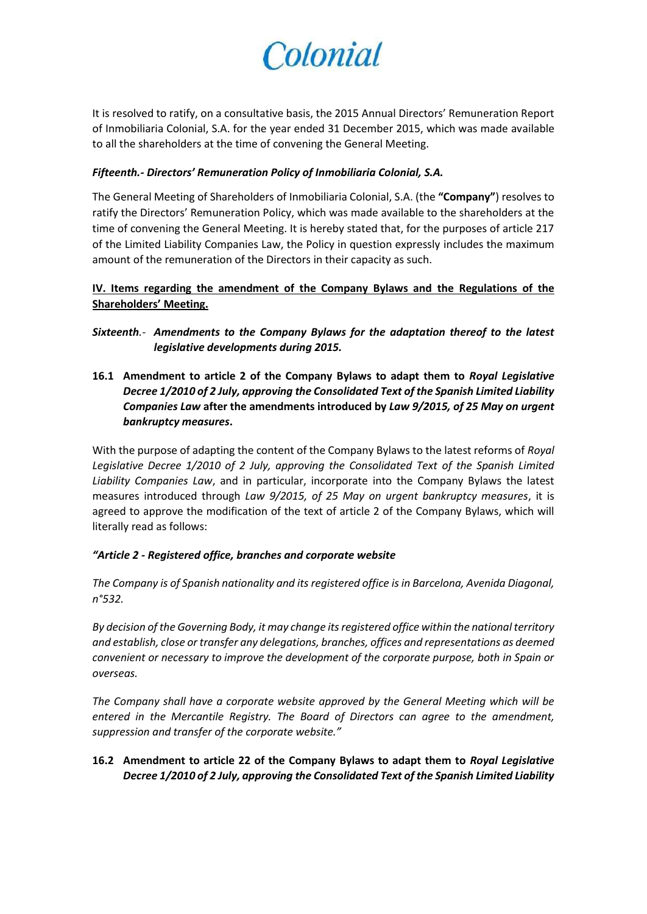It is resolved to ratify, on a consultative basis, the 2015 Annual Directors' Remuneration Report of Inmobiliaria Colonial, S.A. for the year ended 31 December 2015, which was made available to all the shareholders at the time of convening the General Meeting.

***Fifteenth.- Directors' Remuneration Policy of Inmobiliaria Colonial, S.A.***

The General Meeting of Shareholders of Inmobiliaria Colonial, S.A. (the **"Company"**) resolves to ratify the Directors' Remuneration Policy, which was made available to the shareholders at the time of convening the General Meeting. It is hereby stated that, for the purposes of article 217 of the Limited Liability Companies Law, the Policy in question expressly includes the maximum amount of the remuneration of the Directors in their capacity as such.

**IV. Items regarding the amendment of the Company Bylaws and the Regulations of the Shareholders' Meeting.**

***Sixteenth.- Amendments to the Company Bylaws for the adaptation thereof to the latest legislative developments during 2015.***

**16.1 Amendment to article 2 of the Company Bylaws to adapt them to *Royal Legislative Decree 1/2010 of 2 July, approving the Consolidated Text of the Spanish Limited Liability Companies Law* after the amendments introduced by *Law 9/2015, of 25 May on urgent bankruptcy measures*.**

With the purpose of adapting the content of the Company Bylaws to the latest reforms of *Royal Legislative Decree 1/2010 of 2 July, approving the Consolidated Text of the Spanish Limited Liability Companies Law*, and in particular, incorporate into the Company Bylaws the latest measures introduced through *Law 9/2015, of 25 May on urgent bankruptcy measures*, it is agreed to approve the modification of the text of article 2 of the Company Bylaws, which will literally read as follows:

*"Article 2 - Registered office, branches and corporate website*

*The Company is of Spanish nationality and its registered office is in Barcelona, Avenida Diagonal, n°532.*

*By decision of the Governing Body, it may change its registered office within the national territory and establish, close or transfer any delegations, branches, offices and representations as deemed convenient or necessary to improve the development of the corporate purpose, both in Spain or overseas.*

*The Company shall have a corporate website approved by the General Meeting which will be entered in the Mercantile Registry. The Board of Directors can agree to the amendment, suppression and transfer of the corporate website."*

**16.2 Amendment to article 22 of the Company Bylaws to adapt them to *Royal Legislative Decree 1/2010 of 2 July, approving the Consolidated Text of the Spanish Limited Liability***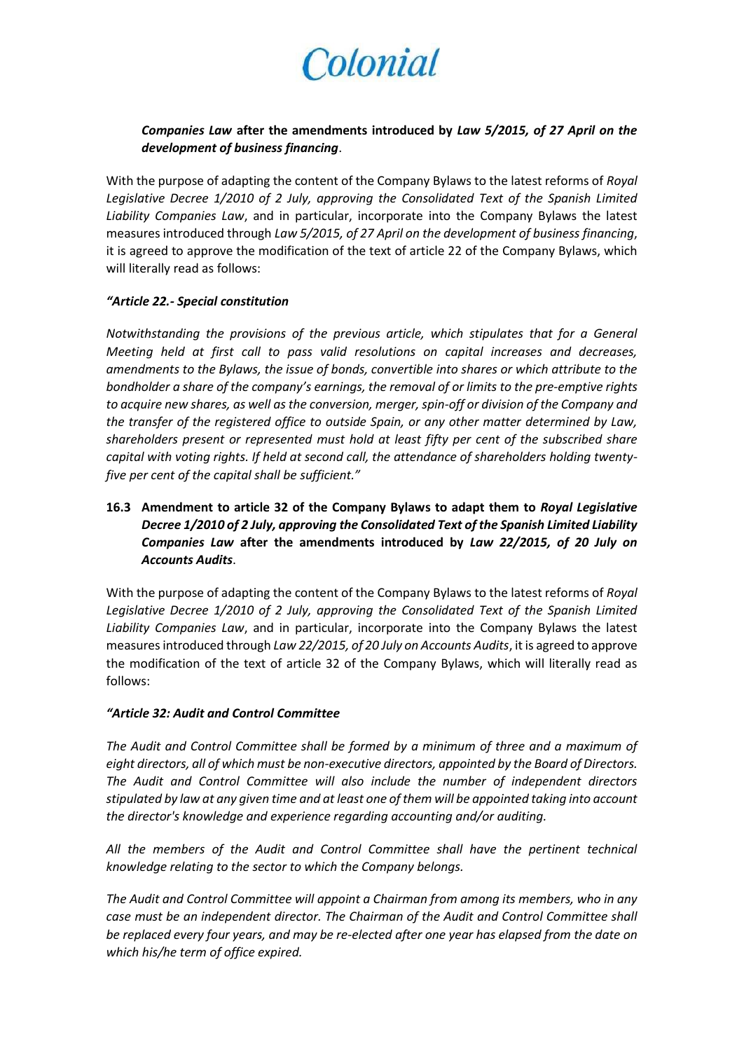***Companies Law*** **after the amendments introduced by** ***Law 5/2015, of 27 April on the development of business financing***.

With the purpose of adapting the content of the Company Bylaws to the latest reforms of *Royal Legislative Decree 1/2010 of 2 July, approving the Consolidated Text of the Spanish Limited Liability Companies Law*, and in particular, incorporate into the Company Bylaws the latest measures introduced through *Law 5/2015, of 27 April on the development of business financing*, it is agreed to approve the modification of the text of article 22 of the Company Bylaws, which will literally read as follows:

***"Article 22.- Special constitution***

*Notwithstanding the provisions of the previous article, which stipulates that for a General Meeting held at first call to pass valid resolutions on capital increases and decreases, amendments to the Bylaws, the issue of bonds, convertible into shares or which attribute to the bondholder a share of the company's earnings, the removal of or limits to the pre-emptive rights to acquire new shares, as well as the conversion, merger, spin-off or division of the Company and the transfer of the registered office to outside Spain, or any other matter determined by Law, shareholders present or represented must hold at least fifty per cent of the subscribed share capital with voting rights. If held at second call, the attendance of shareholders holding twenty-five per cent of the capital shall be sufficient."*

**16.3 Amendment to article 32 of the Company Bylaws to adapt them to** ***Royal Legislative Decree 1/2010 of 2 July, approving the Consolidated Text of the Spanish Limited Liability Companies Law*** **after the amendments introduced by** ***Law 22/2015, of 20 July on Accounts Audits***.

With the purpose of adapting the content of the Company Bylaws to the latest reforms of *Royal Legislative Decree 1/2010 of 2 July, approving the Consolidated Text of the Spanish Limited Liability Companies Law*, and in particular, incorporate into the Company Bylaws the latest measures introduced through *Law 22/2015, of 20 July on Accounts Audits*, it is agreed to approve the modification of the text of article 32 of the Company Bylaws, which will literally read as follows:

***"Article 32: Audit and Control Committee***

*The Audit and Control Committee shall be formed by a minimum of three and a maximum of eight directors, all of which must be non-executive directors, appointed by the Board of Directors. The Audit and Control Committee will also include the number of independent directors stipulated by law at any given time and at least one of them will be appointed taking into account the director's knowledge and experience regarding accounting and/or auditing.*

*All the members of the Audit and Control Committee shall have the pertinent technical knowledge relating to the sector to which the Company belongs.*

*The Audit and Control Committee will appoint a Chairman from among its members, who in any case must be an independent director. The Chairman of the Audit and Control Committee shall be replaced every four years, and may be re-elected after one year has elapsed from the date on which his/he term of office expired.*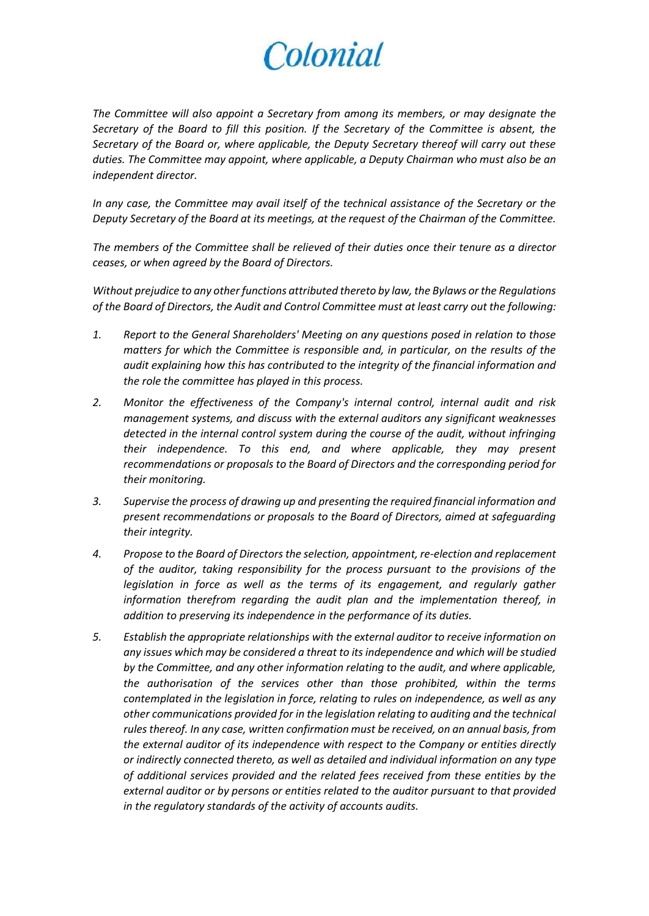*The Committee will also appoint a Secretary from among its members, or may designate the Secretary of the Board to fill this position. If the Secretary of the Committee is absent, the Secretary of the Board or, where applicable, the Deputy Secretary thereof will carry out these duties. The Committee may appoint, where applicable, a Deputy Chairman who must also be an independent director.*

*In any case, the Committee may avail itself of the technical assistance of the Secretary or the Deputy Secretary of the Board at its meetings, at the request of the Chairman of the Committee.*

*The members of the Committee shall be relieved of their duties once their tenure as a director ceases, or when agreed by the Board of Directors.*

*Without prejudice to any other functions attributed thereto by law, the Bylaws or the Regulations of the Board of Directors, the Audit and Control Committee must at least carry out the following:*

1. *Report to the General Shareholders' Meeting on any questions posed in relation to those matters for which the Committee is responsible and, in particular, on the results of the audit explaining how this has contributed to the integrity of the financial information and the role the committee has played in this process.*
2. *Monitor the effectiveness of the Company's internal control, internal audit and risk management systems, and discuss with the external auditors any significant weaknesses detected in the internal control system during the course of the audit, without infringing their independence. To this end, and where applicable, they may present recommendations or proposals to the Board of Directors and the corresponding period for their monitoring.*
3. *Supervise the process of drawing up and presenting the required financial information and present recommendations or proposals to the Board of Directors, aimed at safeguarding their integrity.*
4. *Propose to the Board of Directors the selection, appointment, re-election and replacement of the auditor, taking responsibility for the process pursuant to the provisions of the legislation in force as well as the terms of its engagement, and regularly gather information therefrom regarding the audit plan and the implementation thereof, in addition to preserving its independence in the performance of its duties.*
5. *Establish the appropriate relationships with the external auditor to receive information on any issues which may be considered a threat to its independence and which will be studied by the Committee, and any other information relating to the audit, and where applicable, the authorisation of the services other than those prohibited, within the terms contemplated in the legislation in force, relating to rules on independence, as well as any other communications provided for in the legislation relating to auditing and the technical rules thereof. In any case, written confirmation must be received, on an annual basis, from the external auditor of its independence with respect to the Company or entities directly or indirectly connected thereto, as well as detailed and individual information on any type of additional services provided and the related fees received from these entities by the external auditor or by persons or entities related to the auditor pursuant to that provided in the regulatory standards of the activity of accounts audits.*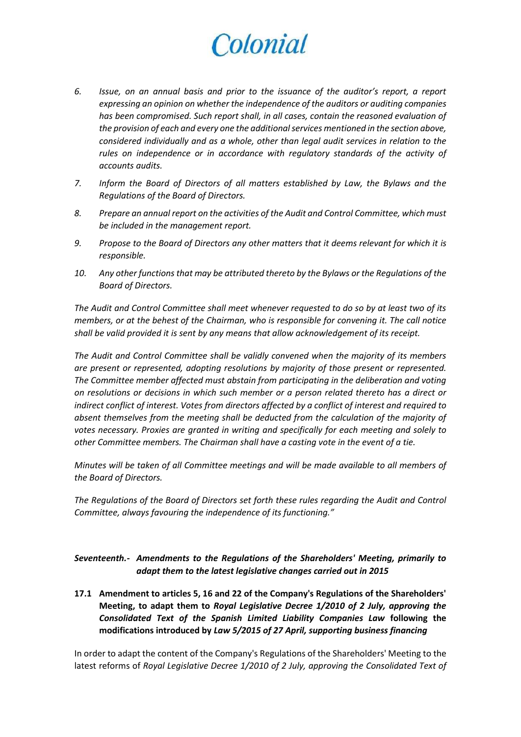6. *Issue, on an annual basis and prior to the issuance of the auditor's report, a report expressing an opinion on whether the independence of the auditors or auditing companies has been compromised. Such report shall, in all cases, contain the reasoned evaluation of the provision of each and every one the additional services mentioned in the section above, considered individually and as a whole, other than legal audit services in relation to the rules on independence or in accordance with regulatory standards of the activity of accounts audits.*
7. *Inform the Board of Directors of all matters established by Law, the Bylaws and the Regulations of the Board of Directors.*
8. *Prepare an annual report on the activities of the Audit and Control Committee, which must be included in the management report.*
9. *Propose to the Board of Directors any other matters that it deems relevant for which it is responsible.*
10. *Any other functions that may be attributed thereto by the Bylaws or the Regulations of the Board of Directors.*

*The Audit and Control Committee shall meet whenever requested to do so by at least two of its members, or at the behest of the Chairman, who is responsible for convening it. The call notice shall be valid provided it is sent by any means that allow acknowledgement of its receipt.*

*The Audit and Control Committee shall be validly convened when the majority of its members are present or represented, adopting resolutions by majority of those present or represented. The Committee member affected must abstain from participating in the deliberation and voting on resolutions or decisions in which such member or a person related thereto has a direct or indirect conflict of interest. Votes from directors affected by a conflict of interest and required to absent themselves from the meeting shall be deducted from the calculation of the majority of votes necessary. Proxies are granted in writing and specifically for each meeting and solely to other Committee members. The Chairman shall have a casting vote in the event of a tie.*

*Minutes will be taken of all Committee meetings and will be made available to all members of the Board of Directors.*

*The Regulations of the Board of Directors set forth these rules regarding the Audit and Control Committee, always favouring the independence of its functioning."*

## *Seventeenth.- Amendments to the Regulations of the Shareholders' Meeting, primarily to adapt them to the latest legislative changes carried out in 2015*

### 17.1 Amendment to articles 5, 16 and 22 of the Company's Regulations of the Shareholders' Meeting, to adapt them to *Royal Legislative Decree 1/2010 of 2 July, approving the Consolidated Text of the Spanish Limited Liability Companies Law* following the modifications introduced by *Law 5/2015 of 27 April, supporting business financing*

In order to adapt the content of the Company's Regulations of the Shareholders' Meeting to the latest reforms of *Royal Legislative Decree 1/2010 of 2 July, approving the Consolidated Text of*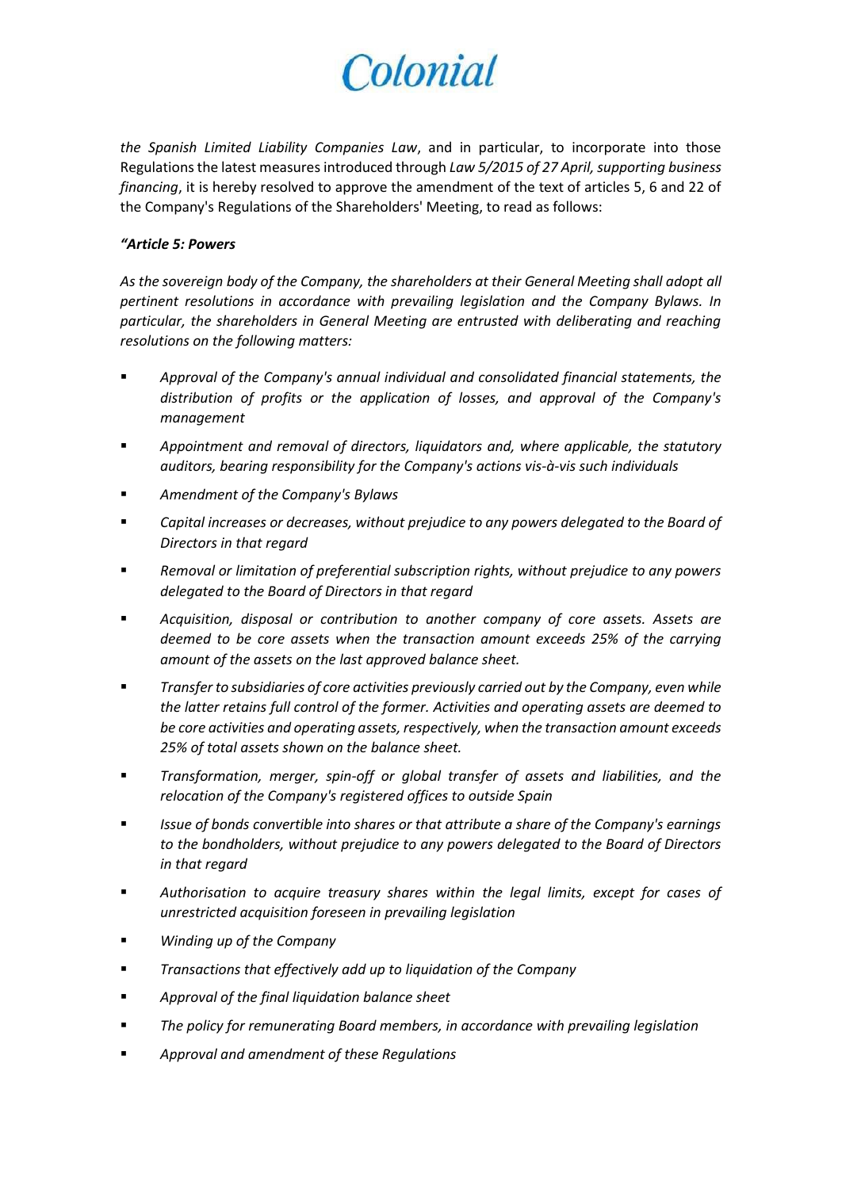*the Spanish Limited Liability Companies Law*, and in particular, to incorporate into those Regulations the latest measures introduced through *Law 5/2015 of 27 April, supporting business financing*, it is hereby resolved to approve the amendment of the text of articles 5, 6 and 22 of the Company's Regulations of the Shareholders' Meeting, to read as follows:

***"Article 5: Powers***

*As the sovereign body of the Company, the shareholders at their General Meeting shall adopt all pertinent resolutions in accordance with prevailing legislation and the Company Bylaws. In particular, the shareholders in General Meeting are entrusted with deliberating and reaching resolutions on the following matters:*

- *Approval of the Company's annual individual and consolidated financial statements, the distribution of profits or the application of losses, and approval of the Company's management*
- *Appointment and removal of directors, liquidators and, where applicable, the statutory auditors, bearing responsibility for the Company's actions vis-à-vis such individuals*
- *Amendment of the Company's Bylaws*
- *Capital increases or decreases, without prejudice to any powers delegated to the Board of Directors in that regard*
- *Removal or limitation of preferential subscription rights, without prejudice to any powers delegated to the Board of Directors in that regard*
- *Acquisition, disposal or contribution to another company of core assets. Assets are deemed to be core assets when the transaction amount exceeds 25% of the carrying amount of the assets on the last approved balance sheet.*
- *Transfer to subsidiaries of core activities previously carried out by the Company, even while the latter retains full control of the former. Activities and operating assets are deemed to be core activities and operating assets, respectively, when the transaction amount exceeds 25% of total assets shown on the balance sheet.*
- *Transformation, merger, spin-off or global transfer of assets and liabilities, and the relocation of the Company's registered offices to outside Spain*
- *Issue of bonds convertible into shares or that attribute a share of the Company's earnings to the bondholders, without prejudice to any powers delegated to the Board of Directors in that regard*
- *Authorisation to acquire treasury shares within the legal limits, except for cases of unrestricted acquisition foreseen in prevailing legislation*
- *Winding up of the Company*
- *Transactions that effectively add up to liquidation of the Company*
- *Approval of the final liquidation balance sheet*
- *The policy for remunerating Board members, in accordance with prevailing legislation*
- *Approval and amendment of these Regulations*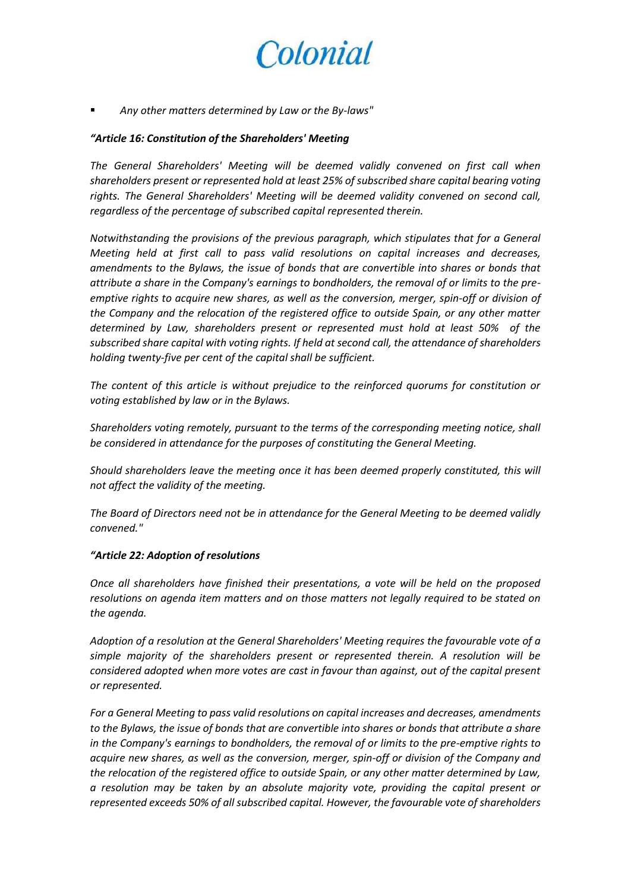- *Any other matters determined by Law or the By-laws"*

***"Article 16: Constitution of the Shareholders' Meeting***

*The General Shareholders' Meeting will be deemed validly convened on first call when shareholders present or represented hold at least 25% of subscribed share capital bearing voting rights. The General Shareholders' Meeting will be deemed validity convened on second call, regardless of the percentage of subscribed capital represented therein.*

*Notwithstanding the provisions of the previous paragraph, which stipulates that for a General Meeting held at first call to pass valid resolutions on capital increases and decreases, amendments to the Bylaws, the issue of bonds that are convertible into shares or bonds that attribute a share in the Company's earnings to bondholders, the removal of or limits to the pre-emptive rights to acquire new shares, as well as the conversion, merger, spin-off or division of the Company and the relocation of the registered office to outside Spain, or any other matter determined by Law, shareholders present or represented must hold at least 50% of the subscribed share capital with voting rights. If held at second call, the attendance of shareholders holding twenty-five per cent of the capital shall be sufficient.*

*The content of this article is without prejudice to the reinforced quorums for constitution or voting established by law or in the Bylaws.*

*Shareholders voting remotely, pursuant to the terms of the corresponding meeting notice, shall be considered in attendance for the purposes of constituting the General Meeting.*

*Should shareholders leave the meeting once it has been deemed properly constituted, this will not affect the validity of the meeting.*

*The Board of Directors need not be in attendance for the General Meeting to be deemed validly convened."*

***"Article 22: Adoption of resolutions***

*Once all shareholders have finished their presentations, a vote will be held on the proposed resolutions on agenda item matters and on those matters not legally required to be stated on the agenda.*

*Adoption of a resolution at the General Shareholders' Meeting requires the favourable vote of a simple majority of the shareholders present or represented therein. A resolution will be considered adopted when more votes are cast in favour than against, out of the capital present or represented.*

*For a General Meeting to pass valid resolutions on capital increases and decreases, amendments to the Bylaws, the issue of bonds that are convertible into shares or bonds that attribute a share in the Company's earnings to bondholders, the removal of or limits to the pre-emptive rights to acquire new shares, as well as the conversion, merger, spin-off or division of the Company and the relocation of the registered office to outside Spain, or any other matter determined by Law, a resolution may be taken by an absolute majority vote, providing the capital present or represented exceeds 50% of all subscribed capital. However, the favourable vote of shareholders*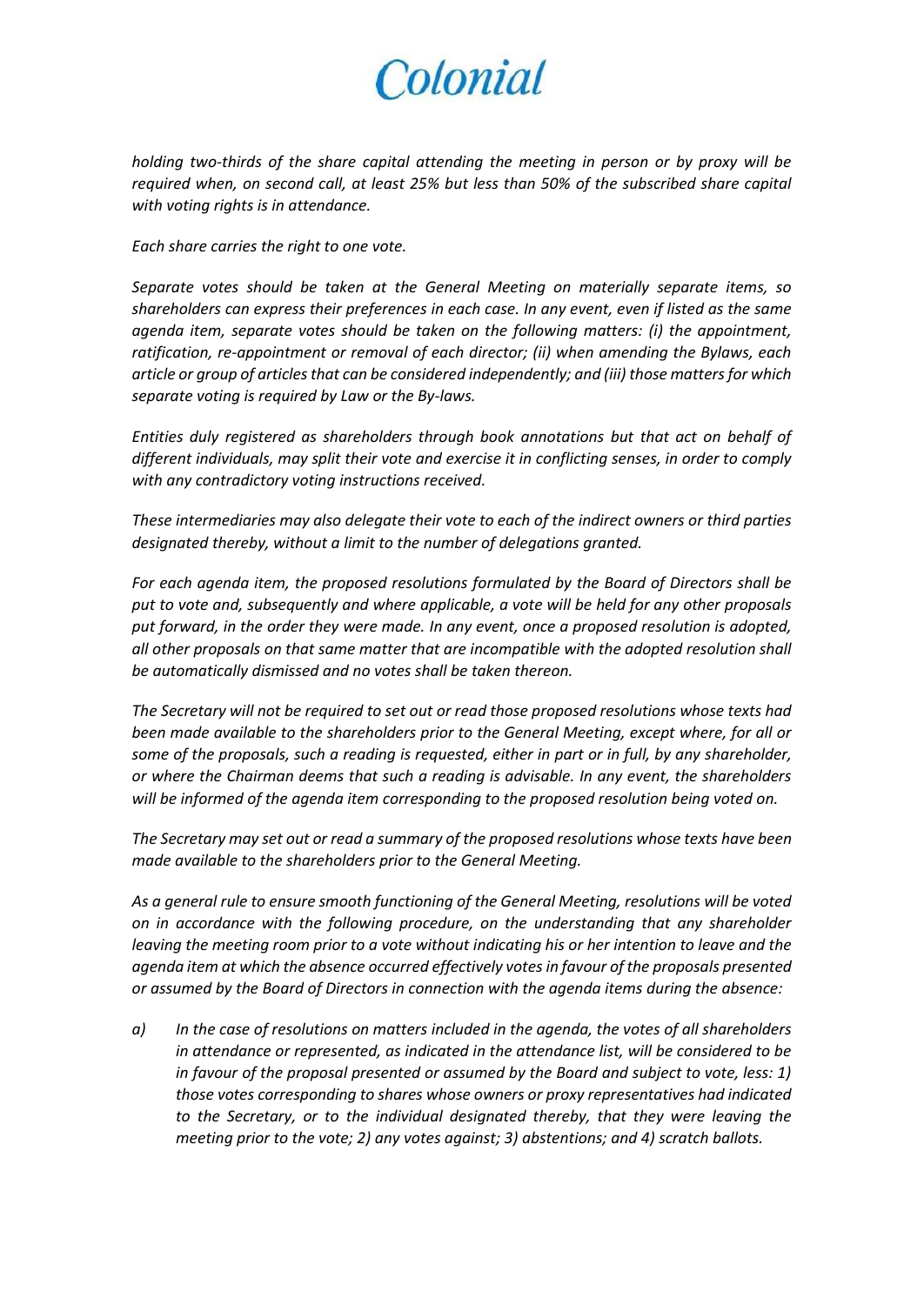*holding two-thirds of the share capital attending the meeting in person or by proxy will be required when, on second call, at least 25% but less than 50% of the subscribed share capital with voting rights is in attendance.*

*Each share carries the right to one vote.*

*Separate votes should be taken at the General Meeting on materially separate items, so shareholders can express their preferences in each case. In any event, even if listed as the same agenda item, separate votes should be taken on the following matters: (i) the appointment, ratification, re-appointment or removal of each director; (ii) when amending the Bylaws, each article or group of articles that can be considered independently; and (iii) those matters for which separate voting is required by Law or the By-laws.*

*Entities duly registered as shareholders through book annotations but that act on behalf of different individuals, may split their vote and exercise it in conflicting senses, in order to comply with any contradictory voting instructions received.*

*These intermediaries may also delegate their vote to each of the indirect owners or third parties designated thereby, without a limit to the number of delegations granted.*

*For each agenda item, the proposed resolutions formulated by the Board of Directors shall be put to vote and, subsequently and where applicable, a vote will be held for any other proposals put forward, in the order they were made. In any event, once a proposed resolution is adopted, all other proposals on that same matter that are incompatible with the adopted resolution shall be automatically dismissed and no votes shall be taken thereon.*

*The Secretary will not be required to set out or read those proposed resolutions whose texts had been made available to the shareholders prior to the General Meeting, except where, for all or some of the proposals, such a reading is requested, either in part or in full, by any shareholder, or where the Chairman deems that such a reading is advisable. In any event, the shareholders will be informed of the agenda item corresponding to the proposed resolution being voted on.*

*The Secretary may set out or read a summary of the proposed resolutions whose texts have been made available to the shareholders prior to the General Meeting.*

*As a general rule to ensure smooth functioning of the General Meeting, resolutions will be voted on in accordance with the following procedure, on the understanding that any shareholder leaving the meeting room prior to a vote without indicating his or her intention to leave and the agenda item at which the absence occurred effectively votes in favour of the proposals presented or assumed by the Board of Directors in connection with the agenda items during the absence:*

*a) In the case of resolutions on matters included in the agenda, the votes of all shareholders in attendance or represented, as indicated in the attendance list, will be considered to be in favour of the proposal presented or assumed by the Board and subject to vote, less: 1) those votes corresponding to shares whose owners or proxy representatives had indicated to the Secretary, or to the individual designated thereby, that they were leaving the meeting prior to the vote; 2) any votes against; 3) abstentions; and 4) scratch ballots.*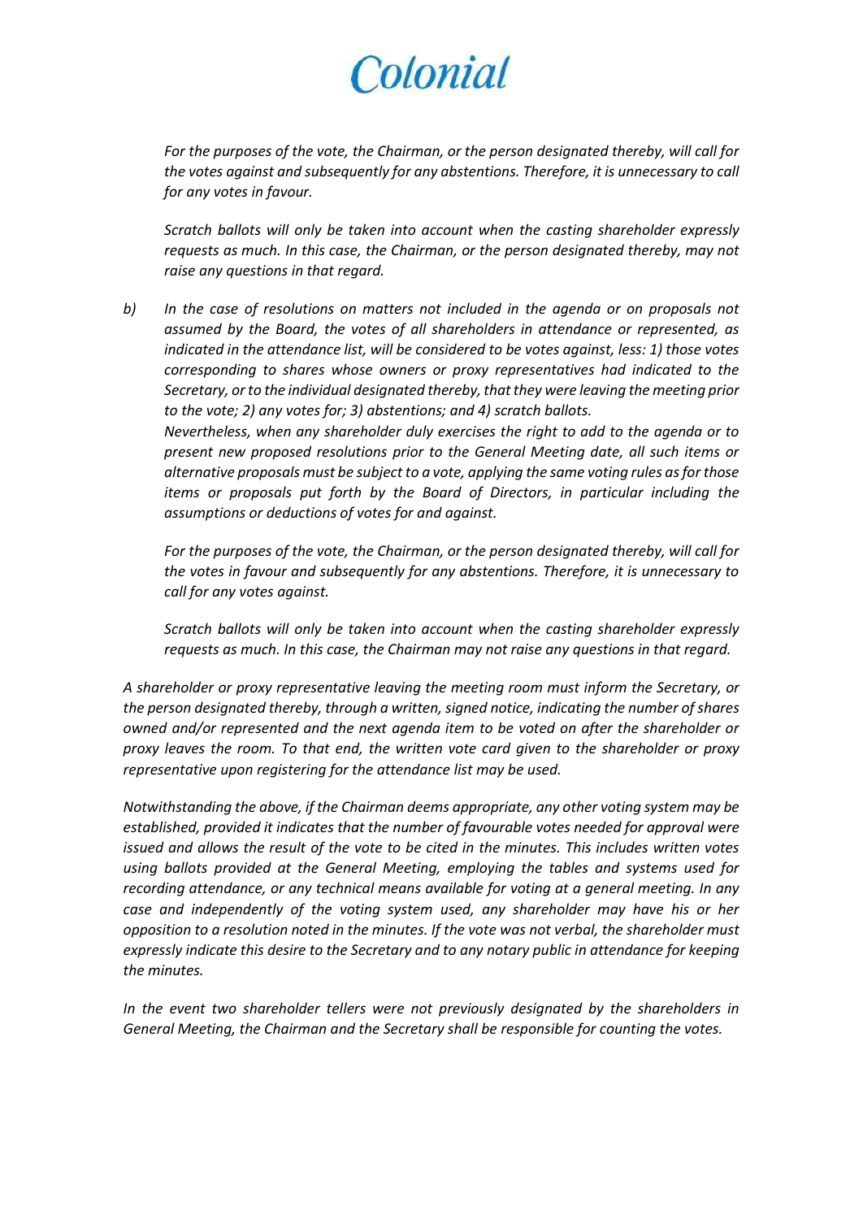*For the purposes of the vote, the Chairman, or the person designated thereby, will call for the votes against and subsequently for any abstentions. Therefore, it is unnecessary to call for any votes in favour.*

*Scratch ballots will only be taken into account when the casting shareholder expressly requests as much. In this case, the Chairman, or the person designated thereby, may not raise any questions in that regard.*

*b) In the case of resolutions on matters not included in the agenda or on proposals not assumed by the Board, the votes of all shareholders in attendance or represented, as indicated in the attendance list, will be considered to be votes against, less: 1) those votes corresponding to shares whose owners or proxy representatives had indicated to the Secretary, or to the individual designated thereby, that they were leaving the meeting prior to the vote; 2) any votes for; 3) abstentions; and 4) scratch ballots.*
*Nevertheless, when any shareholder duly exercises the right to add to the agenda or to present new proposed resolutions prior to the General Meeting date, all such items or alternative proposals must be subject to a vote, applying the same voting rules as for those items or proposals put forth by the Board of Directors, in particular including the assumptions or deductions of votes for and against.*

*For the purposes of the vote, the Chairman, or the person designated thereby, will call for the votes in favour and subsequently for any abstentions. Therefore, it is unnecessary to call for any votes against.*

*Scratch ballots will only be taken into account when the casting shareholder expressly requests as much. In this case, the Chairman may not raise any questions in that regard.*

*A shareholder or proxy representative leaving the meeting room must inform the Secretary, or the person designated thereby, through a written, signed notice, indicating the number of shares owned and/or represented and the next agenda item to be voted on after the shareholder or proxy leaves the room. To that end, the written vote card given to the shareholder or proxy representative upon registering for the attendance list may be used.*

*Notwithstanding the above, if the Chairman deems appropriate, any other voting system may be established, provided it indicates that the number of favourable votes needed for approval were issued and allows the result of the vote to be cited in the minutes. This includes written votes using ballots provided at the General Meeting, employing the tables and systems used for recording attendance, or any technical means available for voting at a general meeting. In any case and independently of the voting system used, any shareholder may have his or her opposition to a resolution noted in the minutes. If the vote was not verbal, the shareholder must expressly indicate this desire to the Secretary and to any notary public in attendance for keeping the minutes.*

*In the event two shareholder tellers were not previously designated by the shareholders in General Meeting, the Chairman and the Secretary shall be responsible for counting the votes.*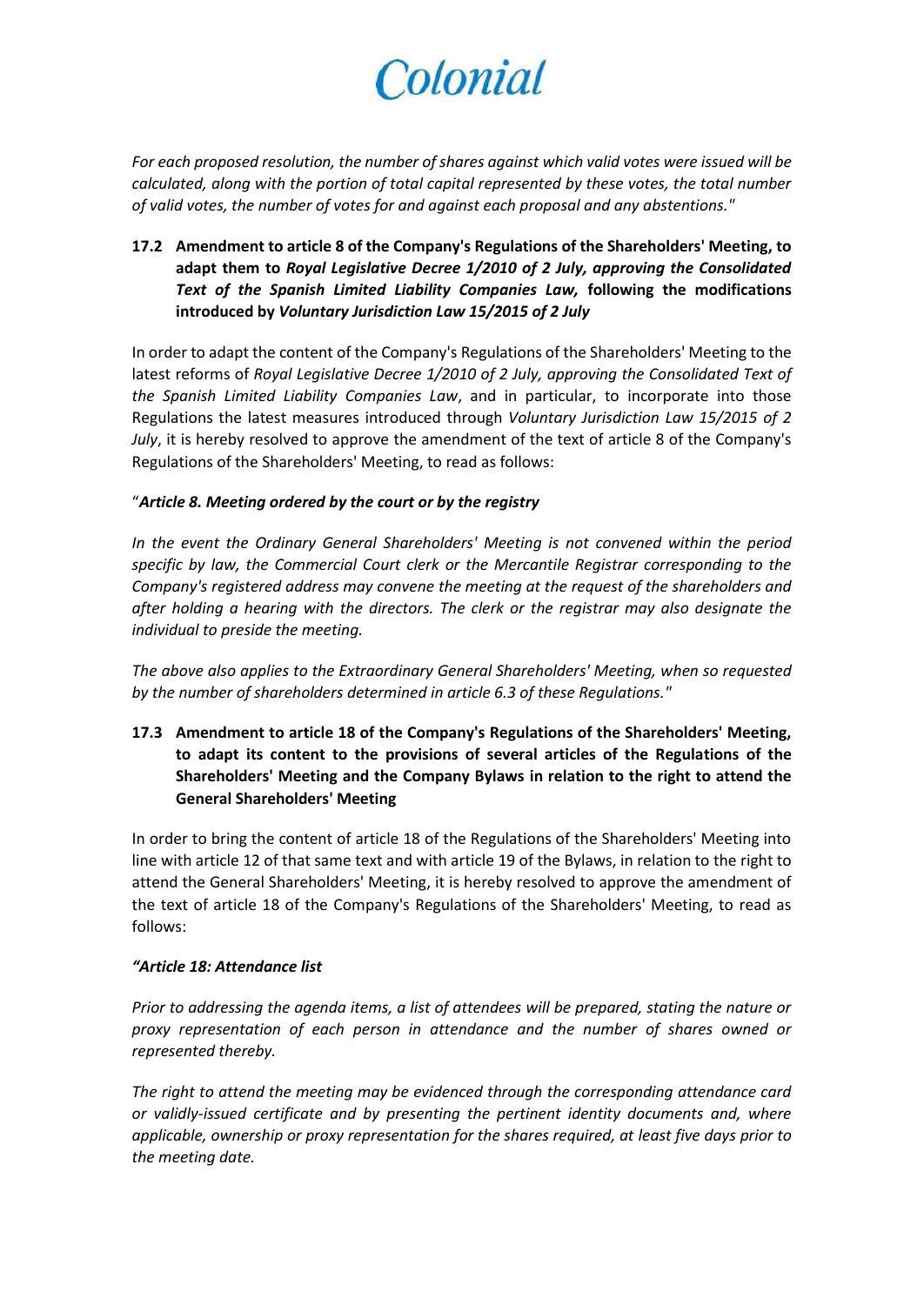*For each proposed resolution, the number of shares against which valid votes were issued will be calculated, along with the portion of total capital represented by these votes, the total number of valid votes, the number of votes for and against each proposal and any abstentions."*

### 17.2 Amendment to article 8 of the Company's Regulations of the Shareholders' Meeting, to adapt them to *Royal Legislative Decree 1/2010 of 2 July, approving the Consolidated Text of the Spanish Limited Liability Companies Law,* following the modifications introduced by *Voluntary Jurisdiction Law 15/2015 of 2 July*

In order to adapt the content of the Company's Regulations of the Shareholders' Meeting to the latest reforms of *Royal Legislative Decree 1/2010 of 2 July, approving the Consolidated Text of the Spanish Limited Liability Companies Law*, and in particular, to incorporate into those Regulations the latest measures introduced through *Voluntary Jurisdiction Law 15/2015 of 2 July*, it is hereby resolved to approve the amendment of the text of article 8 of the Company's Regulations of the Shareholders' Meeting, to read as follows:

"***Article 8. Meeting ordered by the court or by the registry***

*In the event the Ordinary General Shareholders' Meeting is not convened within the period specific by law, the Commercial Court clerk or the Mercantile Registrar corresponding to the Company's registered address may convene the meeting at the request of the shareholders and after holding a hearing with the directors. The clerk or the registrar may also designate the individual to preside the meeting.*

*The above also applies to the Extraordinary General Shareholders' Meeting, when so requested by the number of shareholders determined in article 6.3 of these Regulations."*

### 17.3 Amendment to article 18 of the Company's Regulations of the Shareholders' Meeting, to adapt its content to the provisions of several articles of the Regulations of the Shareholders' Meeting and the Company Bylaws in relation to the right to attend the General Shareholders' Meeting

In order to bring the content of article 18 of the Regulations of the Shareholders' Meeting into line with article 12 of that same text and with article 19 of the Bylaws, in relation to the right to attend the General Shareholders' Meeting, it is hereby resolved to approve the amendment of the text of article 18 of the Company's Regulations of the Shareholders' Meeting, to read as follows:

***"Article 18: Attendance list***

*Prior to addressing the agenda items, a list of attendees will be prepared, stating the nature or proxy representation of each person in attendance and the number of shares owned or represented thereby.*

*The right to attend the meeting may be evidenced through the corresponding attendance card or validly-issued certificate and by presenting the pertinent identity documents and, where applicable, ownership or proxy representation for the shares required, at least five days prior to the meeting date.*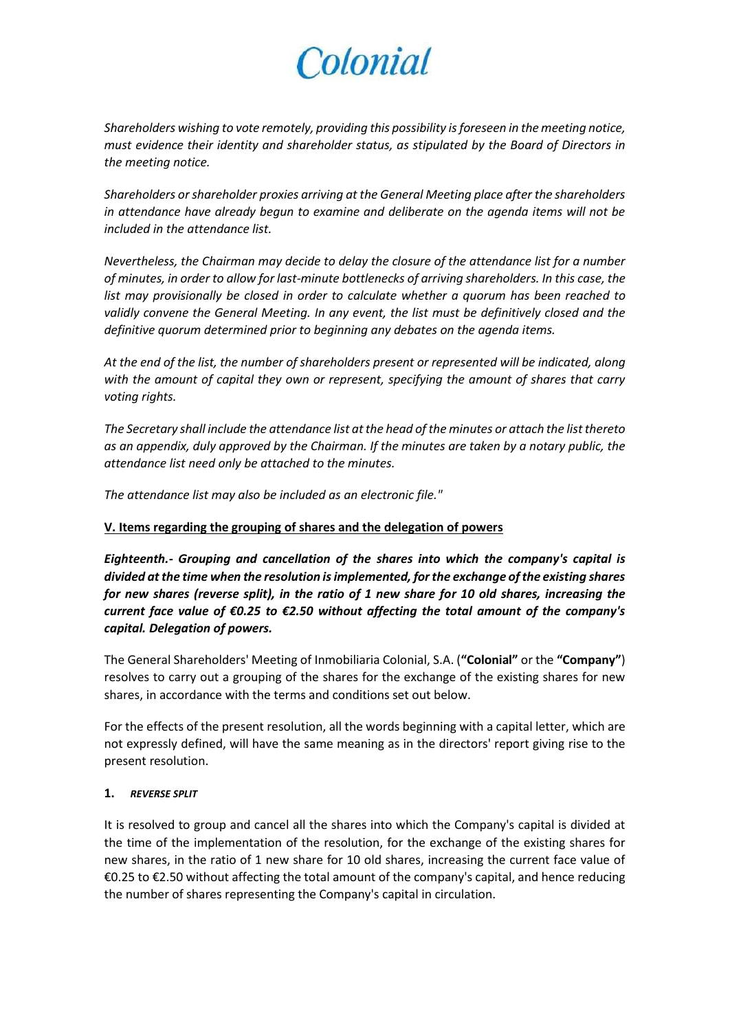*Shareholders wishing to vote remotely, providing this possibility is foreseen in the meeting notice, must evidence their identity and shareholder status, as stipulated by the Board of Directors in the meeting notice.*

*Shareholders or shareholder proxies arriving at the General Meeting place after the shareholders in attendance have already begun to examine and deliberate on the agenda items will not be included in the attendance list.*

*Nevertheless, the Chairman may decide to delay the closure of the attendance list for a number of minutes, in order to allow for last-minute bottlenecks of arriving shareholders. In this case, the list may provisionally be closed in order to calculate whether a quorum has been reached to validly convene the General Meeting. In any event, the list must be definitively closed and the definitive quorum determined prior to beginning any debates on the agenda items.*

*At the end of the list, the number of shareholders present or represented will be indicated, along with the amount of capital they own or represent, specifying the amount of shares that carry voting rights.*

*The Secretary shall include the attendance list at the head of the minutes or attach the list thereto as an appendix, duly approved by the Chairman. If the minutes are taken by a notary public, the attendance list need only be attached to the minutes.*

*The attendance list may also be included as an electronic file."*

## V. Items regarding the grouping of shares and the delegation of powers

***Eighteenth.- Grouping and cancellation of the shares into which the company's capital is divided at the time when the resolution is implemented, for the exchange of the existing shares for new shares (reverse split), in the ratio of 1 new share for 10 old shares, increasing the current face value of €0.25 to €2.50 without affecting the total amount of the company's capital. Delegation of powers.***

The General Shareholders' Meeting of Inmobiliaria Colonial, S.A. (**"Colonial"** or the **"Company"**) resolves to carry out a grouping of the shares for the exchange of the existing shares for new shares, in accordance with the terms and conditions set out below.

For the effects of the present resolution, all the words beginning with a capital letter, which are not expressly defined, will have the same meaning as in the directors' report giving rise to the present resolution.

**1.** ***REVERSE SPLIT***

It is resolved to group and cancel all the shares into which the Company's capital is divided at the time of the implementation of the resolution, for the exchange of the existing shares for new shares, in the ratio of 1 new share for 10 old shares, increasing the current face value of €0.25 to €2.50 without affecting the total amount of the company's capital, and hence reducing the number of shares representing the Company's capital in circulation.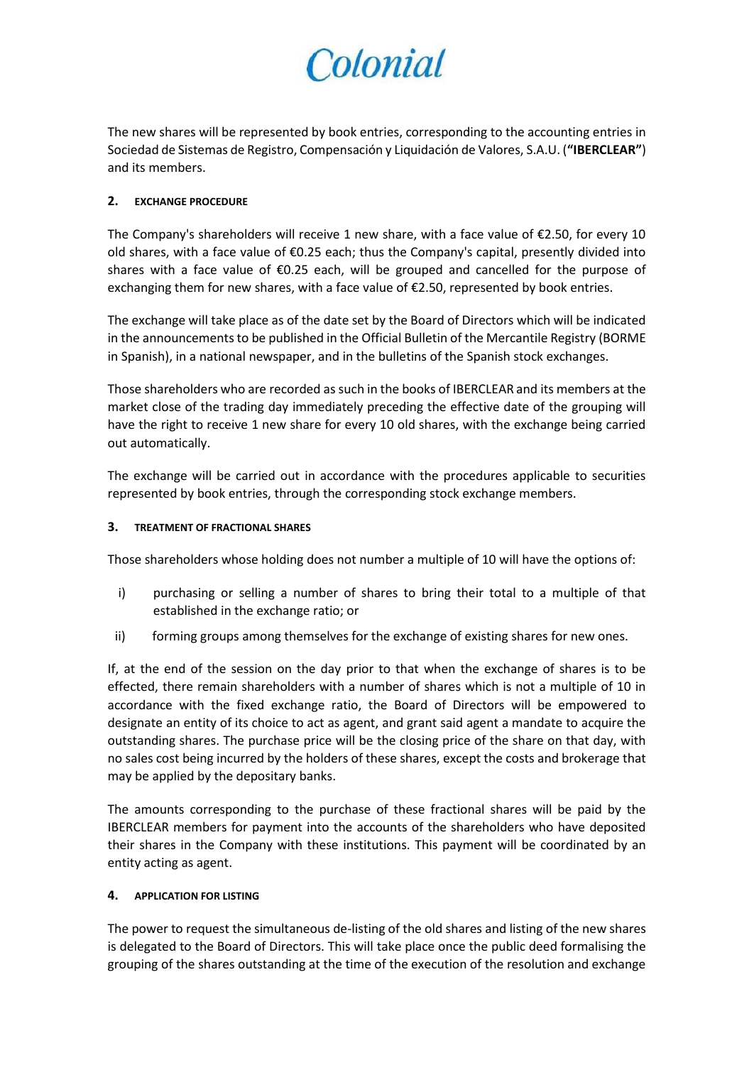The new shares will be represented by book entries, corresponding to the accounting entries in Sociedad de Sistemas de Registro, Compensación y Liquidación de Valores, S.A.U. (**"IBERCLEAR"**) and its members.

## 2. EXCHANGE PROCEDURE

The Company's shareholders will receive 1 new share, with a face value of €2.50, for every 10 old shares, with a face value of €0.25 each; thus the Company's capital, presently divided into shares with a face value of €0.25 each, will be grouped and cancelled for the purpose of exchanging them for new shares, with a face value of €2.50, represented by book entries.

The exchange will take place as of the date set by the Board of Directors which will be indicated in the announcements to be published in the Official Bulletin of the Mercantile Registry (BORME in Spanish), in a national newspaper, and in the bulletins of the Spanish stock exchanges.

Those shareholders who are recorded as such in the books of IBERCLEAR and its members at the market close of the trading day immediately preceding the effective date of the grouping will have the right to receive 1 new share for every 10 old shares, with the exchange being carried out automatically.

The exchange will be carried out in accordance with the procedures applicable to securities represented by book entries, through the corresponding stock exchange members.

## 3. TREATMENT OF FRACTIONAL SHARES

Those shareholders whose holding does not number a multiple of 10 will have the options of:

i) purchasing or selling a number of shares to bring their total to a multiple of that established in the exchange ratio; or

ii) forming groups among themselves for the exchange of existing shares for new ones.

If, at the end of the session on the day prior to that when the exchange of shares is to be effected, there remain shareholders with a number of shares which is not a multiple of 10 in accordance with the fixed exchange ratio, the Board of Directors will be empowered to designate an entity of its choice to act as agent, and grant said agent a mandate to acquire the outstanding shares. The purchase price will be the closing price of the share on that day, with no sales cost being incurred by the holders of these shares, except the costs and brokerage that may be applied by the depositary banks.

The amounts corresponding to the purchase of these fractional shares will be paid by the IBERCLEAR members for payment into the accounts of the shareholders who have deposited their shares in the Company with these institutions. This payment will be coordinated by an entity acting as agent.

## 4. APPLICATION FOR LISTING

The power to request the simultaneous de-listing of the old shares and listing of the new shares is delegated to the Board of Directors. This will take place once the public deed formalising the grouping of the shares outstanding at the time of the execution of the resolution and exchange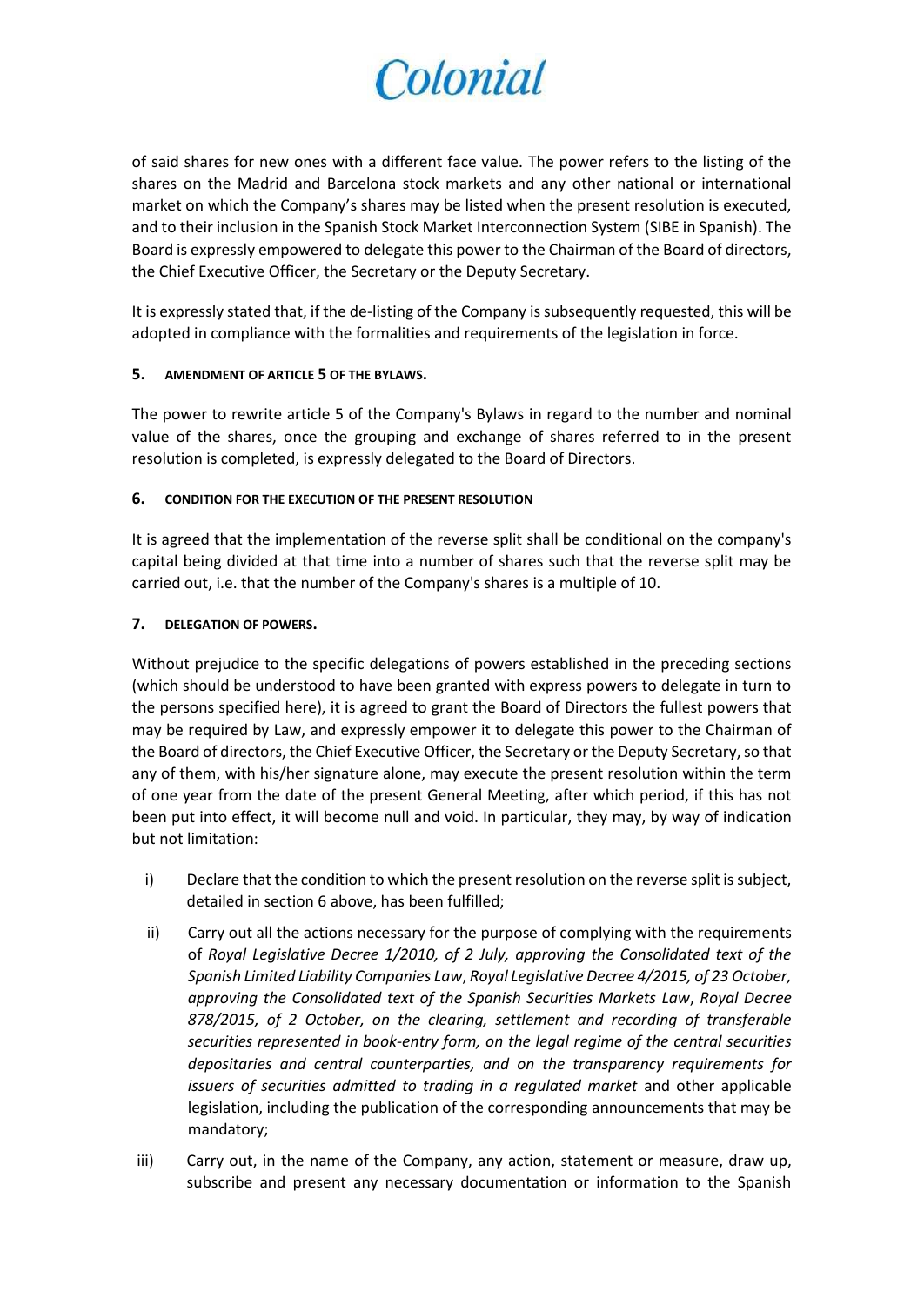of said shares for new ones with a different face value. The power refers to the listing of the shares on the Madrid and Barcelona stock markets and any other national or international market on which the Company's shares may be listed when the present resolution is executed, and to their inclusion in the Spanish Stock Market Interconnection System (SIBE in Spanish). The Board is expressly empowered to delegate this power to the Chairman of the Board of directors, the Chief Executive Officer, the Secretary or the Deputy Secretary.

It is expressly stated that, if the de-listing of the Company is subsequently requested, this will be adopted in compliance with the formalities and requirements of the legislation in force.

#### 5. AMENDMENT OF ARTICLE 5 OF THE BYLAWS.

The power to rewrite article 5 of the Company's Bylaws in regard to the number and nominal value of the shares, once the grouping and exchange of shares referred to in the present resolution is completed, is expressly delegated to the Board of Directors.

#### 6. CONDITION FOR THE EXECUTION OF THE PRESENT RESOLUTION

It is agreed that the implementation of the reverse split shall be conditional on the company's capital being divided at that time into a number of shares such that the reverse split may be carried out, i.e. that the number of the Company's shares is a multiple of 10.

#### 7. DELEGATION OF POWERS.

Without prejudice to the specific delegations of powers established in the preceding sections (which should be understood to have been granted with express powers to delegate in turn to the persons specified here), it is agreed to grant the Board of Directors the fullest powers that may be required by Law, and expressly empower it to delegate this power to the Chairman of the Board of directors, the Chief Executive Officer, the Secretary or the Deputy Secretary, so that any of them, with his/her signature alone, may execute the present resolution within the term of one year from the date of the present General Meeting, after which period, if this has not been put into effect, it will become null and void. In particular, they may, by way of indication but not limitation:

i) Declare that the condition to which the present resolution on the reverse split is subject, detailed in section 6 above, has been fulfilled;

ii) Carry out all the actions necessary for the purpose of complying with the requirements of *Royal Legislative Decree 1/2010, of 2 July, approving the Consolidated text of the Spanish Limited Liability Companies Law*, *Royal Legislative Decree 4/2015, of 23 October, approving the Consolidated text of the Spanish Securities Markets Law*, *Royal Decree 878/2015, of 2 October, on the clearing, settlement and recording of transferable securities represented in book-entry form, on the legal regime of the central securities depositaries and central counterparties, and on the transparency requirements for issuers of securities admitted to trading in a regulated market* and other applicable legislation, including the publication of the corresponding announcements that may be mandatory;

iii) Carry out, in the name of the Company, any action, statement or measure, draw up, subscribe and present any necessary documentation or information to the Spanish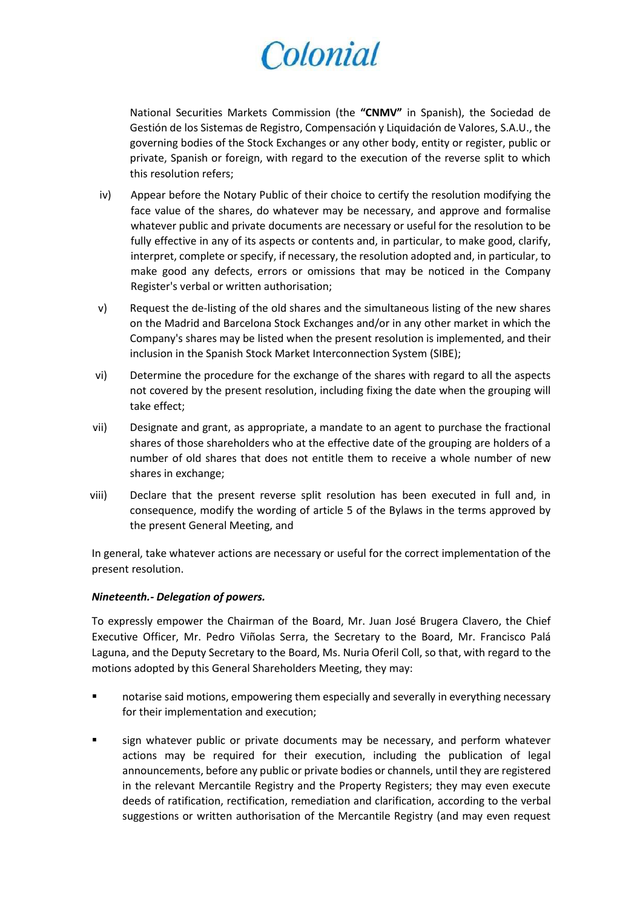National Securities Markets Commission (the **"CNMV"** in Spanish), the Sociedad de Gestión de los Sistemas de Registro, Compensación y Liquidación de Valores, S.A.U., the governing bodies of the Stock Exchanges or any other body, entity or register, public or private, Spanish or foreign, with regard to the execution of the reverse split to which this resolution refers;

iv) Appear before the Notary Public of their choice to certify the resolution modifying the face value of the shares, do whatever may be necessary, and approve and formalise whatever public and private documents are necessary or useful for the resolution to be fully effective in any of its aspects or contents and, in particular, to make good, clarify, interpret, complete or specify, if necessary, the resolution adopted and, in particular, to make good any defects, errors or omissions that may be noticed in the Company Register's verbal or written authorisation;

v) Request the de-listing of the old shares and the simultaneous listing of the new shares on the Madrid and Barcelona Stock Exchanges and/or in any other market in which the Company's shares may be listed when the present resolution is implemented, and their inclusion in the Spanish Stock Market Interconnection System (SIBE);

vi) Determine the procedure for the exchange of the shares with regard to all the aspects not covered by the present resolution, including fixing the date when the grouping will take effect;

vii) Designate and grant, as appropriate, a mandate to an agent to purchase the fractional shares of those shareholders who at the effective date of the grouping are holders of a number of old shares that does not entitle them to receive a whole number of new shares in exchange;

viii) Declare that the present reverse split resolution has been executed in full and, in consequence, modify the wording of article 5 of the Bylaws in the terms approved by the present General Meeting, and

In general, take whatever actions are necessary or useful for the correct implementation of the present resolution.

***Nineteenth.- Delegation of powers.***

To expressly empower the Chairman of the Board, Mr. Juan José Brugera Clavero, the Chief Executive Officer, Mr. Pedro Viñolas Serra, the Secretary to the Board, Mr. Francisco Palá Laguna, and the Deputy Secretary to the Board, Ms. Nuria Oferil Coll, so that, with regard to the motions adopted by this General Shareholders Meeting, they may:

- notarise said motions, empowering them especially and severally in everything necessary for their implementation and execution;

- sign whatever public or private documents may be necessary, and perform whatever actions may be required for their execution, including the publication of legal announcements, before any public or private bodies or channels, until they are registered in the relevant Mercantile Registry and the Property Registers; they may even execute deeds of ratification, rectification, remediation and clarification, according to the verbal suggestions or written authorisation of the Mercantile Registry (and may even request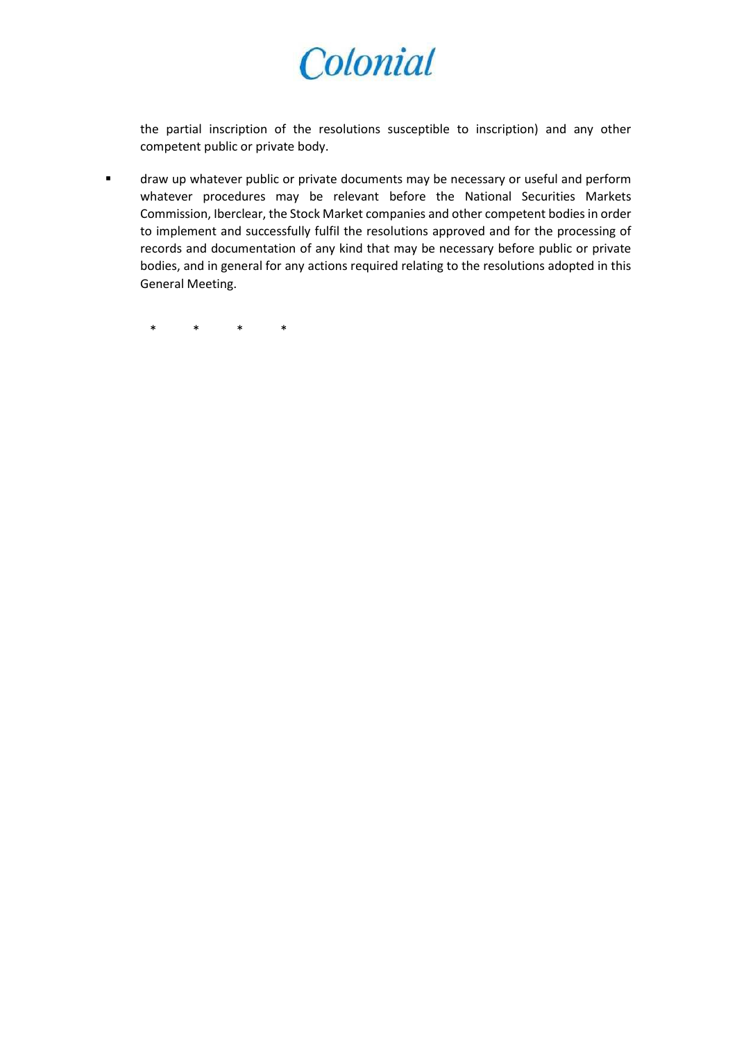the partial inscription of the resolutions susceptible to inscription) and any other competent public or private body.

- draw up whatever public or private documents may be necessary or useful and perform whatever procedures may be relevant before the National Securities Markets Commission, Iberclear, the Stock Market companies and other competent bodies in order to implement and successfully fulfil the resolutions approved and for the processing of records and documentation of any kind that may be necessary before public or private bodies, and in general for any actions required relating to the resolutions adopted in this General Meeting.

\* \* \* \*